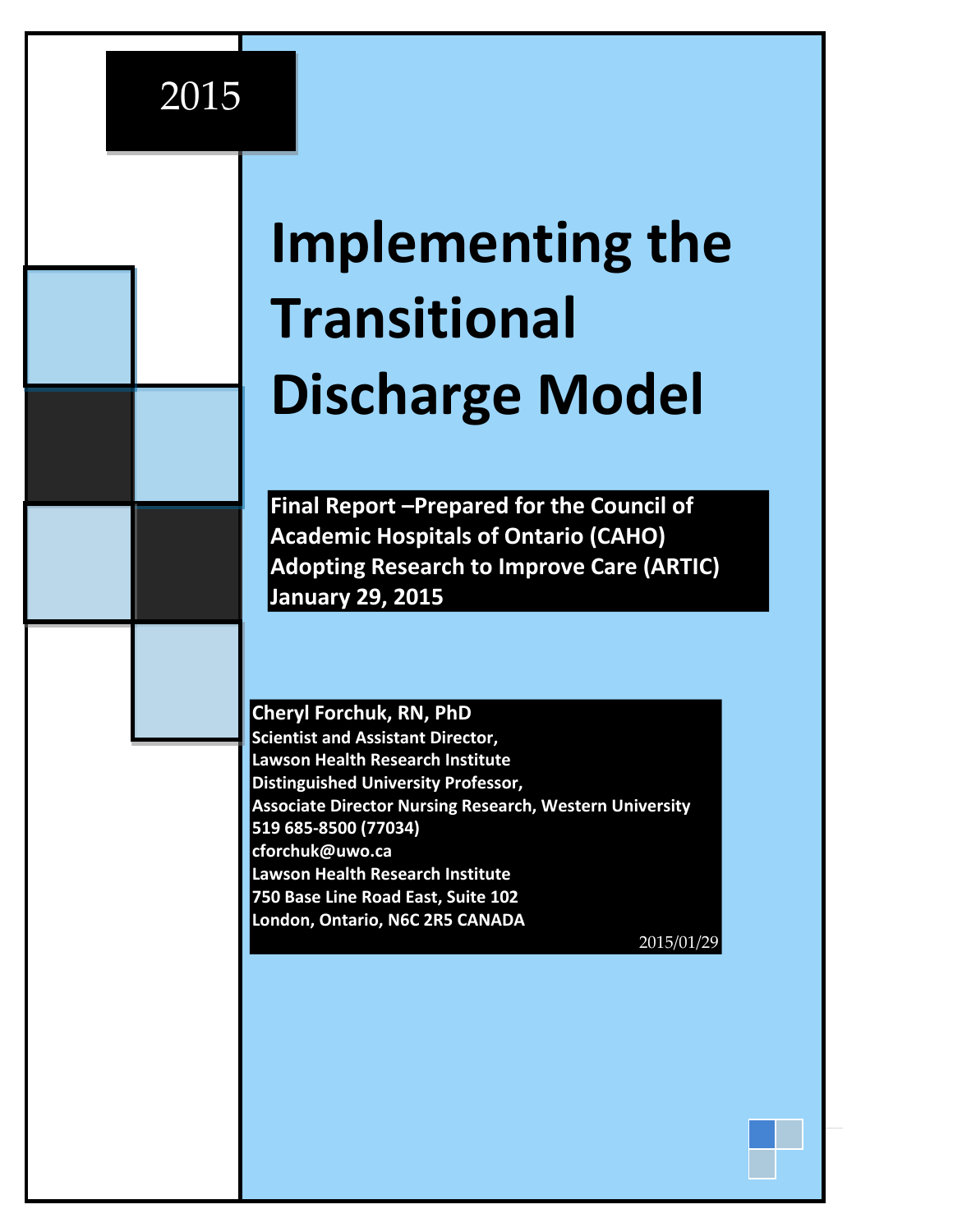2015

# Implementing the Transitional Discharge Model

**Final Report –Prepared for the Council of Academic Hospitals of Ontario (CAHO) Adopting Research to Improve Care (ARTIC) January 29, 2015**

**Cheryl Forchuk, RN, PhD**
**Scientist and Assistant Director,**
**Lawson Health Research Institute**
**Distinguished University Professor,**
**Associate Director Nursing Research, Western University**
**519 685-8500 (77034)**
**cforchuk@uwo.ca**
**Lawson Health Research Institute**
**750 Base Line Road East, Suite 102**
**London, Ontario, N6C 2R5 CANADA**

2015/01/29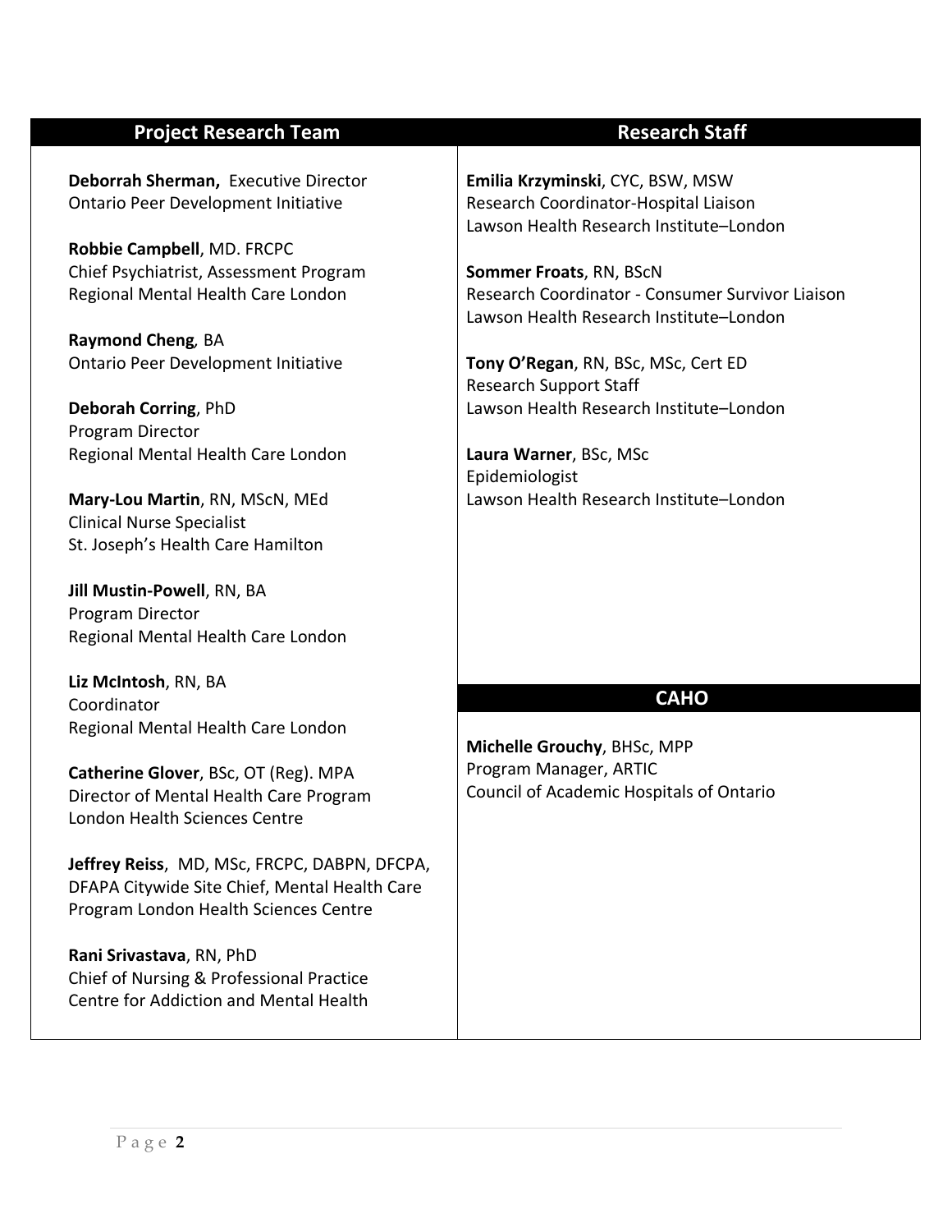## Project Research Team

**Deborrah Sherman,** Executive Director
Ontario Peer Development Initiative

**Robbie Campbell**, MD. FRCPC
Chief Psychiatrist, Assessment Program
Regional Mental Health Care London

**Raymond Cheng***,* BA
Ontario Peer Development Initiative

**Deborah Corring**, PhD
Program Director
Regional Mental Health Care London

**Mary-Lou Martin**, RN, MScN, MEd
Clinical Nurse Specialist
St. Joseph's Health Care Hamilton

**Jill Mustin-Powell**, RN, BA
Program Director
Regional Mental Health Care London

**Liz McIntosh**, RN, BA
Coordinator
Regional Mental Health Care London

**Catherine Glover**, BSc, OT (Reg). MPA
Director of Mental Health Care Program
London Health Sciences Centre

**Jeffrey Reiss**, MD, MSc, FRCPC, DABPN, DFCPA, DFAPA Citywide Site Chief, Mental Health Care Program London Health Sciences Centre

**Rani Srivastava**, RN, PhD
Chief of Nursing & Professional Practice
Centre for Addiction and Mental Health

## Research Staff

**Emilia Krzyminski**, CYC, BSW, MSW
Research Coordinator-Hospital Liaison
Lawson Health Research Institute–London

**Sommer Froats**, RN, BScN
Research Coordinator - Consumer Survivor Liaison
Lawson Health Research Institute–London

**Tony O'Regan**, RN, BSc, MSc, Cert ED
Research Support Staff
Lawson Health Research Institute–London

**Laura Warner**, BSc, MSc
Epidemiologist
Lawson Health Research Institute–London

## CAHO

**Michelle Grouchy**, BHSc, MPP
Program Manager, ARTIC
Council of Academic Hospitals of Ontario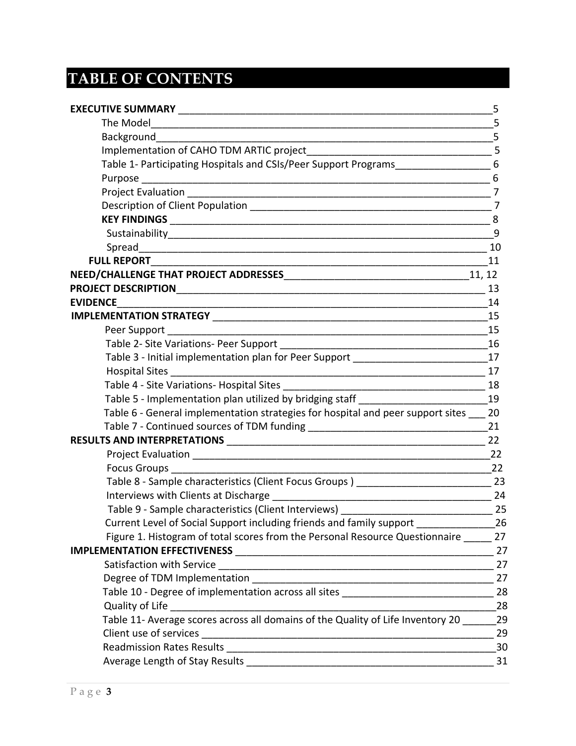# TABLE OF CONTENTS

**EXECUTIVE SUMMARY** ____ 5

- The Model ____ 5
- Background ____ 5
- Implementation of CAHO TDM ARTIC project ____ 5
- Table 1- Participating Hospitals and CSIs/Peer Support Programs ____ 6
- Purpose ____ 6
- Project Evaluation ____ 7
- Description of Client Population ____ 7
- **KEY FINDINGS** ____ 8
- Sustainability ____ 9
- Spread ____ 10

**FULL REPORT** ____ 11

**NEED/CHALLENGE THAT PROJECT ADDRESSES** ____ 11, 12

**PROJECT DESCRIPTION** ____ 13

**EVIDENCE** ____ 14

**IMPLEMENTATION STRATEGY** ____ 15

- Peer Support ____ 15
- Table 2- Site Variations- Peer Support ____ 16
- Table 3 - Initial implementation plan for Peer Support ____ 17
- Hospital Sites ____ 17
- Table 4 - Site Variations- Hospital Sites ____ 18
- Table 5 - Implementation plan utilized by bridging staff ____ 19
- Table 6 - General implementation strategies for hospital and peer support sites ____ 20
- Table 7 - Continued sources of TDM funding ____ 21

**RESULTS AND INTERPRETATIONS** ____ 22

- Project Evaluation ____ 22
- Focus Groups ____ 22
- Table 8 - Sample characteristics (Client Focus Groups ) ____ 23
- Interviews with Clients at Discharge ____ 24
- Table 9 - Sample characteristics (Client Interviews) ____ 25
- Current Level of Social Support including friends and family support ____ 26
- Figure 1. Histogram of total scores from the Personal Resource Questionnaire ____ 27

**IMPLEMENTATION EFFECTIVENESS** ____ 27

- Satisfaction with Service ____ 27
- Degree of TDM Implementation ____ 27
- Table 10 - Degree of implementation across all sites ____ 28
- Quality of Life ____ 28
- Table 11- Average scores across all domains of the Quality of Life Inventory 20 ____ 29
- Client use of services ____ 29
- Readmission Rates Results ____ 30
- Average Length of Stay Results ____ 31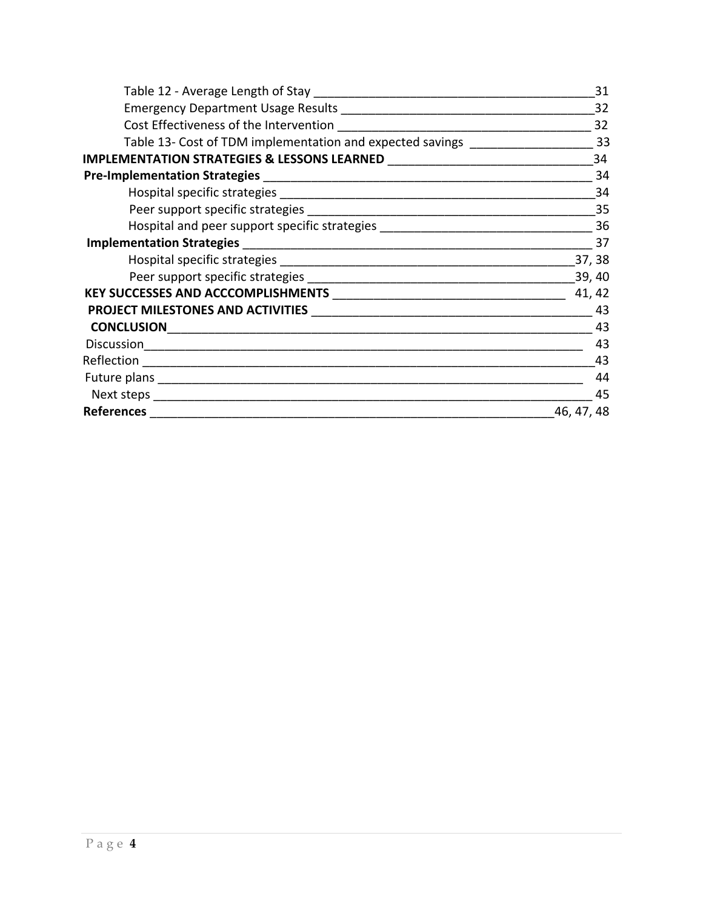Table 12 - Average Length of Stay _____ 31
Emergency Department Usage Results _____ 32
Cost Effectiveness of the Intervention _____ 32
Table 13- Cost of TDM implementation and expected savings _____ 33

**IMPLEMENTATION STRATEGIES & LESSONS LEARNED** _____ 34

**Pre-Implementation Strategies** _____ 34
Hospital specific strategies _____ 34
Peer support specific strategies _____ 35
Hospital and peer support specific strategies _____ 36

**Implementation Strategies** _____ 37
Hospital specific strategies _____ 37, 38
Peer support specific strategies _____ 39, 40

**KEY SUCCESSES AND ACCCOMPLISHMENTS** _____ 41, 42

**PROJECT MILESTONES AND ACTIVITIES** _____ 43

**CONCLUSION** _____ 43
Discussion _____ 43
Reflection _____ 43
Future plans _____ 44
Next steps _____ 45

**References** _____ 46, 47, 48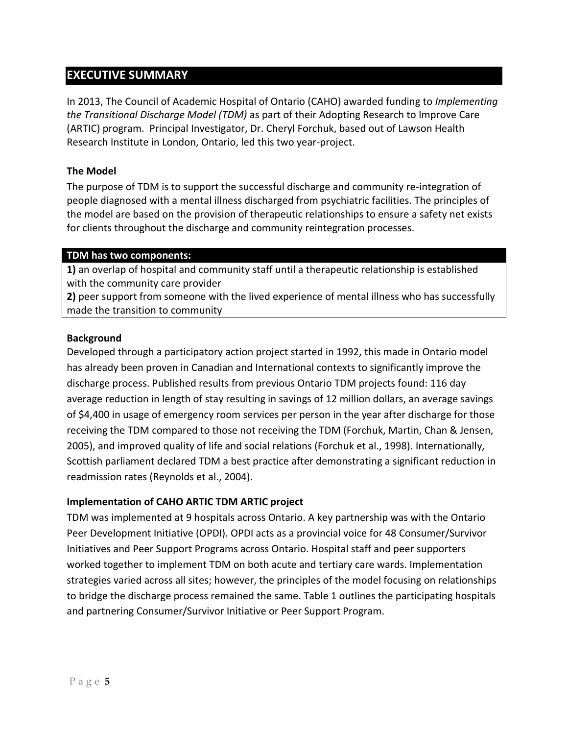## EXECUTIVE SUMMARY

In 2013, The Council of Academic Hospital of Ontario (CAHO) awarded funding to *Implementing the Transitional Discharge Model (TDM)* as part of their Adopting Research to Improve Care (ARTIC) program. Principal Investigator, Dr. Cheryl Forchuk, based out of Lawson Health Research Institute in London, Ontario, led this two year-project.

### The Model

The purpose of TDM is to support the successful discharge and community re-integration of people diagnosed with a mental illness discharged from psychiatric facilities. The principles of the model are based on the provision of therapeutic relationships to ensure a safety net exists for clients throughout the discharge and community reintegration processes.

| TDM has two components: |
|---|
| **1)** an overlap of hospital and community staff until a therapeutic relationship is established with the community care provider |
| **2)** peer support from someone with the lived experience of mental illness who has successfully made the transition to community |

### Background

Developed through a participatory action project started in 1992, this made in Ontario model has already been proven in Canadian and International contexts to significantly improve the discharge process. Published results from previous Ontario TDM projects found: 116 day average reduction in length of stay resulting in savings of 12 million dollars, an average savings of $4,400 in usage of emergency room services per person in the year after discharge for those receiving the TDM compared to those not receiving the TDM (Forchuk, Martin, Chan & Jensen, 2005), and improved quality of life and social relations (Forchuk et al., 1998). Internationally, Scottish parliament declared TDM a best practice after demonstrating a significant reduction in readmission rates (Reynolds et al., 2004).

### Implementation of CAHO ARTIC TDM ARTIC project

TDM was implemented at 9 hospitals across Ontario. A key partnership was with the Ontario Peer Development Initiative (OPDI). OPDI acts as a provincial voice for 48 Consumer/Survivor Initiatives and Peer Support Programs across Ontario. Hospital staff and peer supporters worked together to implement TDM on both acute and tertiary care wards. Implementation strategies varied across all sites; however, the principles of the model focusing on relationships to bridge the discharge process remained the same. Table 1 outlines the participating hospitals and partnering Consumer/Survivor Initiative or Peer Support Program.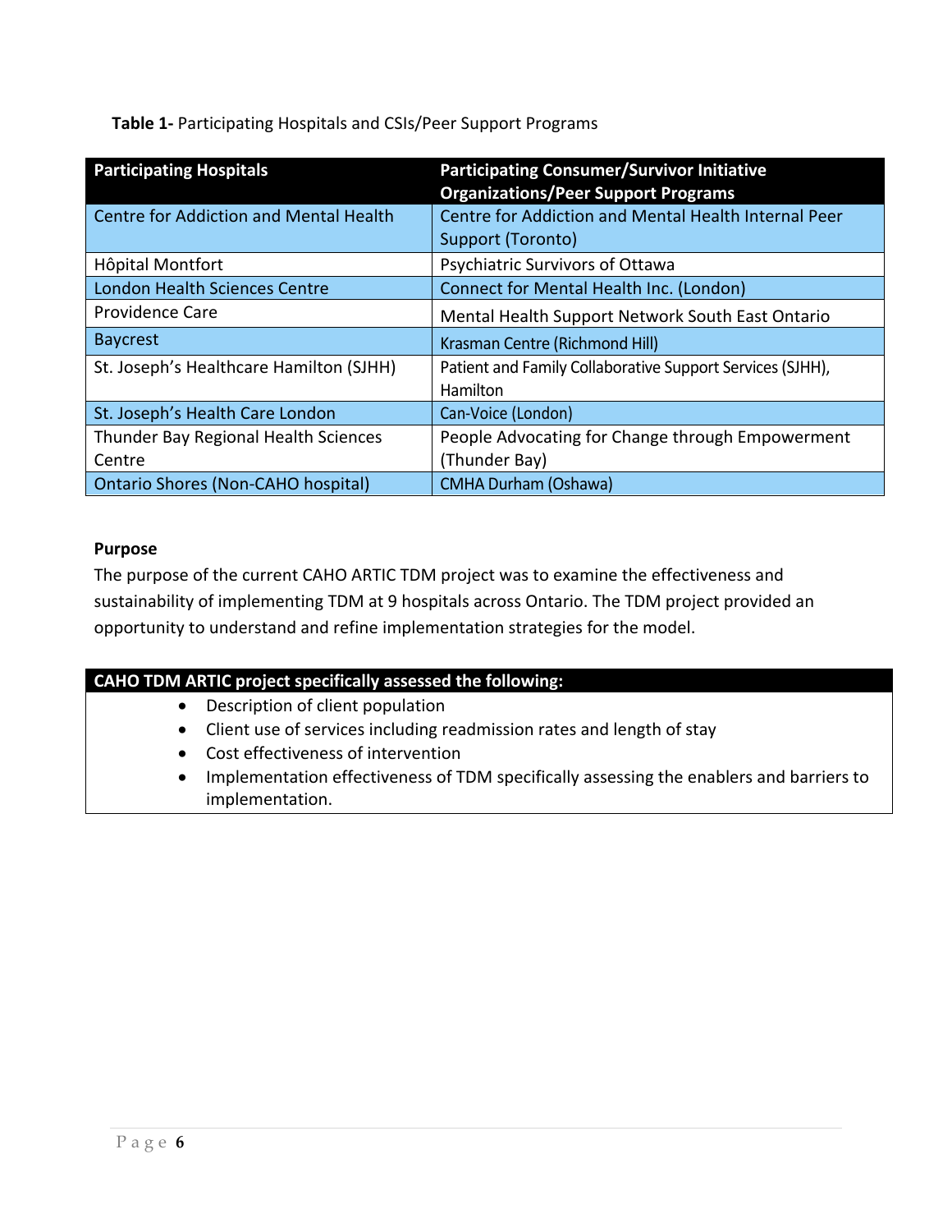**Table 1-** Participating Hospitals and CSIs/Peer Support Programs

| Participating Hospitals | Participating Consumer/Survivor Initiative Organizations/Peer Support Programs |
|---|---|
| Centre for Addiction and Mental Health | Centre for Addiction and Mental Health Internal Peer Support (Toronto) |
| Hôpital Montfort | Psychiatric Survivors of Ottawa |
| London Health Sciences Centre | Connect for Mental Health Inc. (London) |
| Providence Care | Mental Health Support Network South East Ontario |
| Baycrest | Krasman Centre (Richmond Hill) |
| St. Joseph's Healthcare Hamilton (SJHH) | Patient and Family Collaborative Support Services (SJHH), Hamilton |
| St. Joseph's Health Care London | Can-Voice (London) |
| Thunder Bay Regional Health Sciences Centre | People Advocating for Change through Empowerment (Thunder Bay) |
| Ontario Shores (Non-CAHO hospital) | CMHA Durham (Oshawa) |

**Purpose**

The purpose of the current CAHO ARTIC TDM project was to examine the effectiveness and sustainability of implementing TDM at 9 hospitals across Ontario. The TDM project provided an opportunity to understand and refine implementation strategies for the model.

**CAHO TDM ARTIC project specifically assessed the following:**

- Description of client population
- Client use of services including readmission rates and length of stay
- Cost effectiveness of intervention
- Implementation effectiveness of TDM specifically assessing the enablers and barriers to implementation.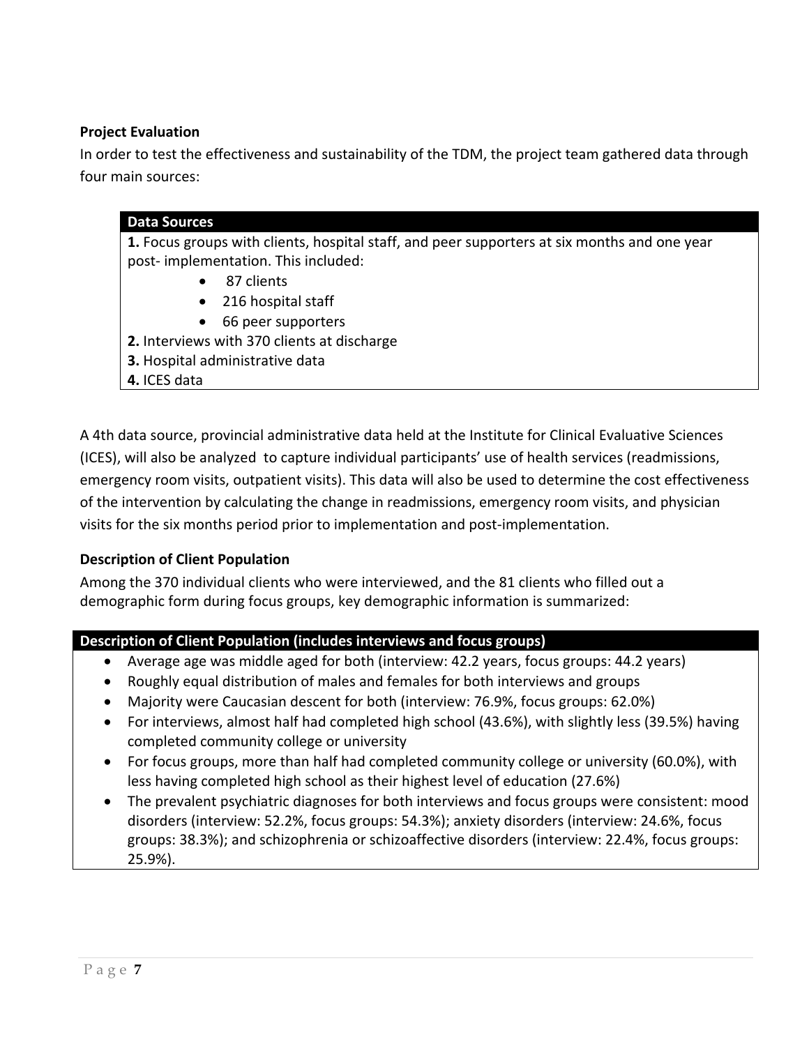### Project Evaluation

In order to test the effectiveness and sustainability of the TDM, the project team gathered data through four main sources:

| Data Sources |
|---|
| **1.** Focus groups with clients, hospital staff, and peer supporters at six months and one year post- implementation. This included:<br>• 87 clients<br>• 216 hospital staff<br>• 66 peer supporters<br>**2.** Interviews with 370 clients at discharge<br>**3.** Hospital administrative data<br>**4.** ICES data |

A 4th data source, provincial administrative data held at the Institute for Clinical Evaluative Sciences (ICES), will also be analyzed to capture individual participants' use of health services (readmissions, emergency room visits, outpatient visits). This data will also be used to determine the cost effectiveness of the intervention by calculating the change in readmissions, emergency room visits, and physician visits for the six months period prior to implementation and post-implementation.

### Description of Client Population

Among the 370 individual clients who were interviewed, and the 81 clients who filled out a demographic form during focus groups, key demographic information is summarized:

| Description of Client Population (includes interviews and focus groups) |
|---|
| • Average age was middle aged for both (interview: 42.2 years, focus groups: 44.2 years)<br>• Roughly equal distribution of males and females for both interviews and groups<br>• Majority were Caucasian descent for both (interview: 76.9%, focus groups: 62.0%)<br>• For interviews, almost half had completed high school (43.6%), with slightly less (39.5%) having completed community college or university<br>• For focus groups, more than half had completed community college or university (60.0%), with less having completed high school as their highest level of education (27.6%)<br>• The prevalent psychiatric diagnoses for both interviews and focus groups were consistent: mood disorders (interview: 52.2%, focus groups: 54.3%); anxiety disorders (interview: 24.6%, focus groups: 38.3%); and schizophrenia or schizoaffective disorders (interview: 22.4%, focus groups: 25.9%). |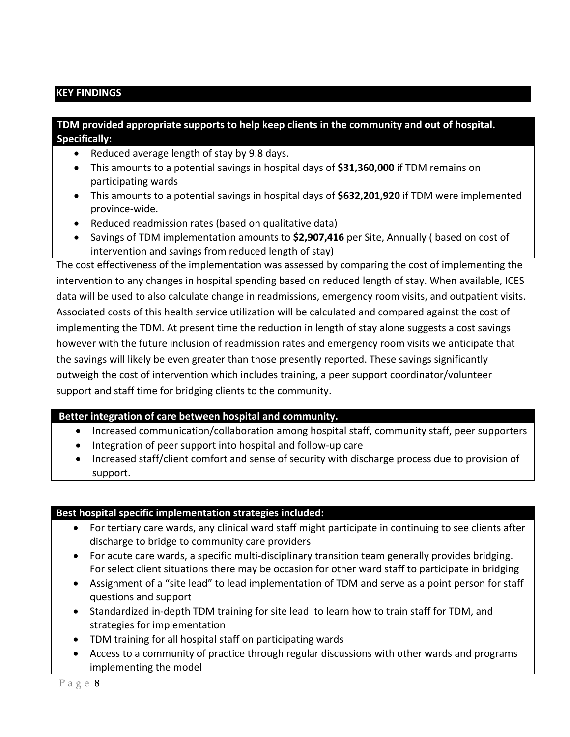## KEY FINDINGS

**TDM provided appropriate supports to help keep clients in the community and out of hospital. Specifically:**

- Reduced average length of stay by 9.8 days.
- This amounts to a potential savings in hospital days of **$31,360,000** if TDM remains on participating wards
- This amounts to a potential savings in hospital days of **$632,201,920** if TDM were implemented province-wide.
- Reduced readmission rates (based on qualitative data)
- Savings of TDM implementation amounts to **$2,907,416** per Site, Annually ( based on cost of intervention and savings from reduced length of stay)

The cost effectiveness of the implementation was assessed by comparing the cost of implementing the intervention to any changes in hospital spending based on reduced length of stay. When available, ICES data will be used to also calculate change in readmissions, emergency room visits, and outpatient visits. Associated costs of this health service utilization will be calculated and compared against the cost of implementing the TDM. At present time the reduction in length of stay alone suggests a cost savings however with the future inclusion of readmission rates and emergency room visits we anticipate that the savings will likely be even greater than those presently reported. These savings significantly outweigh the cost of intervention which includes training, a peer support coordinator/volunteer support and staff time for bridging clients to the community.

**Better integration of care between hospital and community.**

- Increased communication/collaboration among hospital staff, community staff, peer supporters
- Integration of peer support into hospital and follow-up care
- Increased staff/client comfort and sense of security with discharge process due to provision of support.

**Best hospital specific implementation strategies included:**

- For tertiary care wards, any clinical ward staff might participate in continuing to see clients after discharge to bridge to community care providers
- For acute care wards, a specific multi-disciplinary transition team generally provides bridging. For select client situations there may be occasion for other ward staff to participate in bridging
- Assignment of a "site lead" to lead implementation of TDM and serve as a point person for staff questions and support
- Standardized in-depth TDM training for site lead to learn how to train staff for TDM, and strategies for implementation
- TDM training for all hospital staff on participating wards
- Access to a community of practice through regular discussions with other wards and programs implementing the model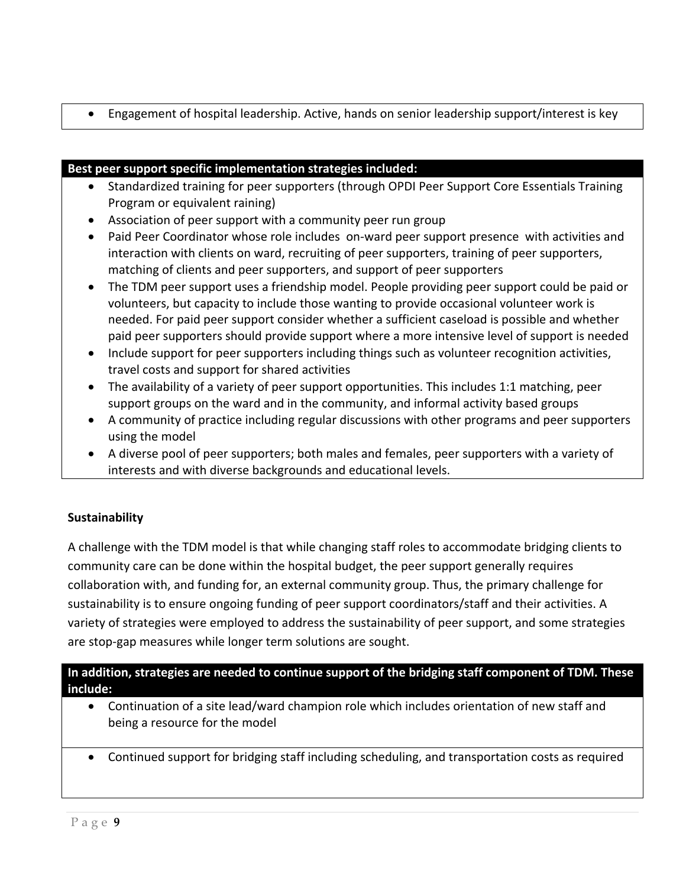- Engagement of hospital leadership. Active, hands on senior leadership support/interest is key

**Best peer support specific implementation strategies included:**

- Standardized training for peer supporters (through OPDI Peer Support Core Essentials Training Program or equivalent raining)
- Association of peer support with a community peer run group
- Paid Peer Coordinator whose role includes on-ward peer support presence with activities and interaction with clients on ward, recruiting of peer supporters, training of peer supporters, matching of clients and peer supporters, and support of peer supporters
- The TDM peer support uses a friendship model. People providing peer support could be paid or volunteers, but capacity to include those wanting to provide occasional volunteer work is needed. For paid peer support consider whether a sufficient caseload is possible and whether paid peer supporters should provide support where a more intensive level of support is needed
- Include support for peer supporters including things such as volunteer recognition activities, travel costs and support for shared activities
- The availability of a variety of peer support opportunities. This includes 1:1 matching, peer support groups on the ward and in the community, and informal activity based groups
- A community of practice including regular discussions with other programs and peer supporters using the model
- A diverse pool of peer supporters; both males and females, peer supporters with a variety of interests and with diverse backgrounds and educational levels.

**Sustainability**

A challenge with the TDM model is that while changing staff roles to accommodate bridging clients to community care can be done within the hospital budget, the peer support generally requires collaboration with, and funding for, an external community group. Thus, the primary challenge for sustainability is to ensure ongoing funding of peer support coordinators/staff and their activities. A variety of strategies were employed to address the sustainability of peer support, and some strategies are stop-gap measures while longer term solutions are sought.

**In addition, strategies are needed to continue support of the bridging staff component of TDM. These include:**

- Continuation of a site lead/ward champion role which includes orientation of new staff and being a resource for the model
- Continued support for bridging staff including scheduling, and transportation costs as required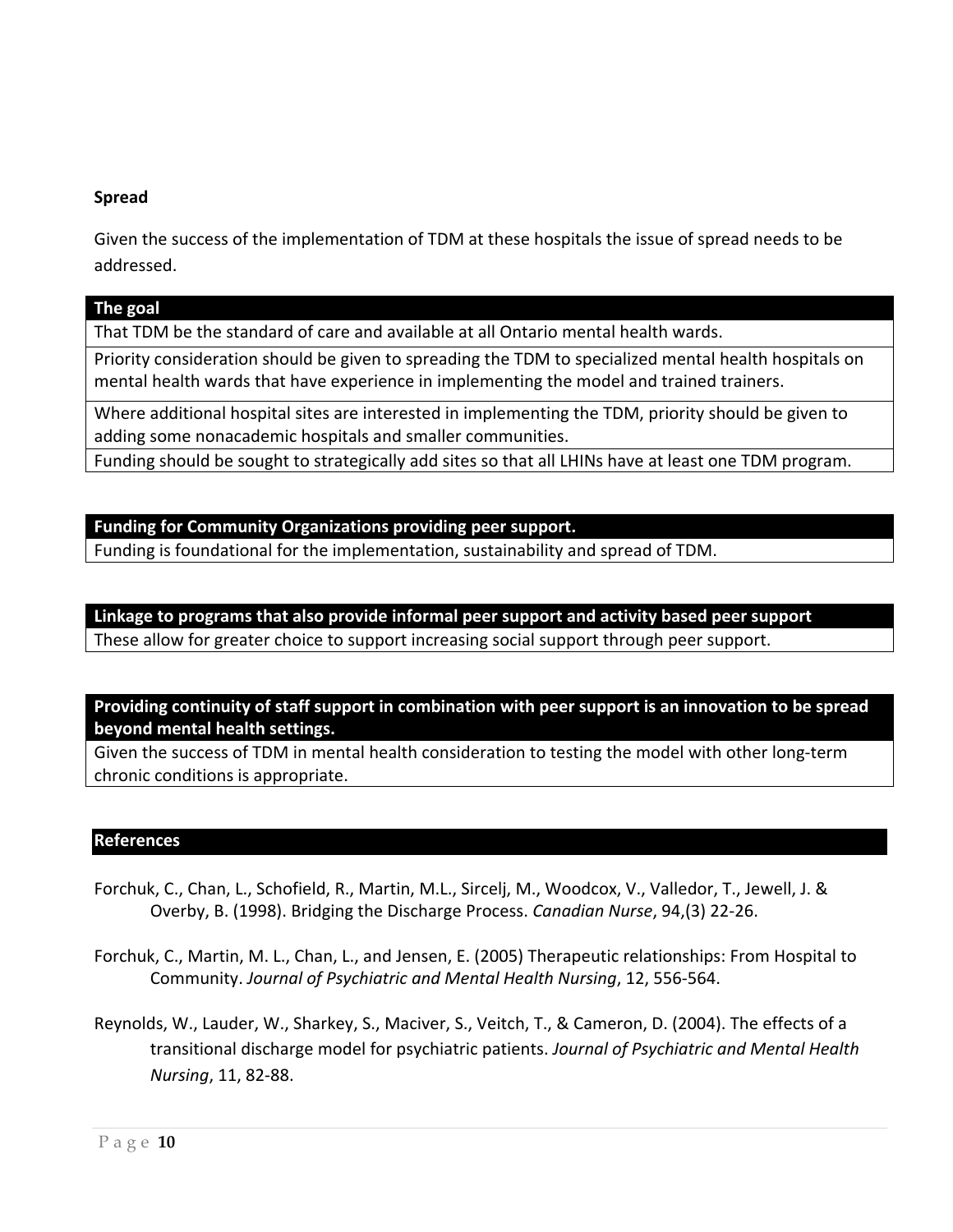**Spread**

Given the success of the implementation of TDM at these hospitals the issue of spread needs to be addressed.

| The goal |
| --- |
| That TDM be the standard of care and available at all Ontario mental health wards. |
| Priority consideration should be given to spreading the TDM to specialized mental health hospitals on mental health wards that have experience in implementing the model and trained trainers. |
| Where additional hospital sites are interested in implementing the TDM, priority should be given to adding some nonacademic hospitals and smaller communities. |
| Funding should be sought to strategically add sites so that all LHINs have at least one TDM program. |

| Funding for Community Organizations providing peer support. |
| --- |
| Funding is foundational for the implementation, sustainability and spread of TDM. |

| Linkage to programs that also provide informal peer support and activity based peer support |
| --- |
| These allow for greater choice to support increasing social support through peer support. |

| Providing continuity of staff support in combination with peer support is an innovation to be spread beyond mental health settings. |
| --- |
| Given the success of TDM in mental health consideration to testing the model with other long-term chronic conditions is appropriate. |

**References**

Forchuk, C., Chan, L., Schofield, R., Martin, M.L., Sircelj, M., Woodcox, V., Valledor, T., Jewell, J. & Overby, B. (1998). Bridging the Discharge Process. *Canadian Nurse*, 94,(3) 22-26.

Forchuk, C., Martin, M. L., Chan, L., and Jensen, E. (2005) Therapeutic relationships: From Hospital to Community. *Journal of Psychiatric and Mental Health Nursing*, 12, 556-564.

Reynolds, W., Lauder, W., Sharkey, S., Maciver, S., Veitch, T., & Cameron, D. (2004). The effects of a transitional discharge model for psychiatric patients. *Journal of Psychiatric and Mental Health Nursing*, 11, 82-88.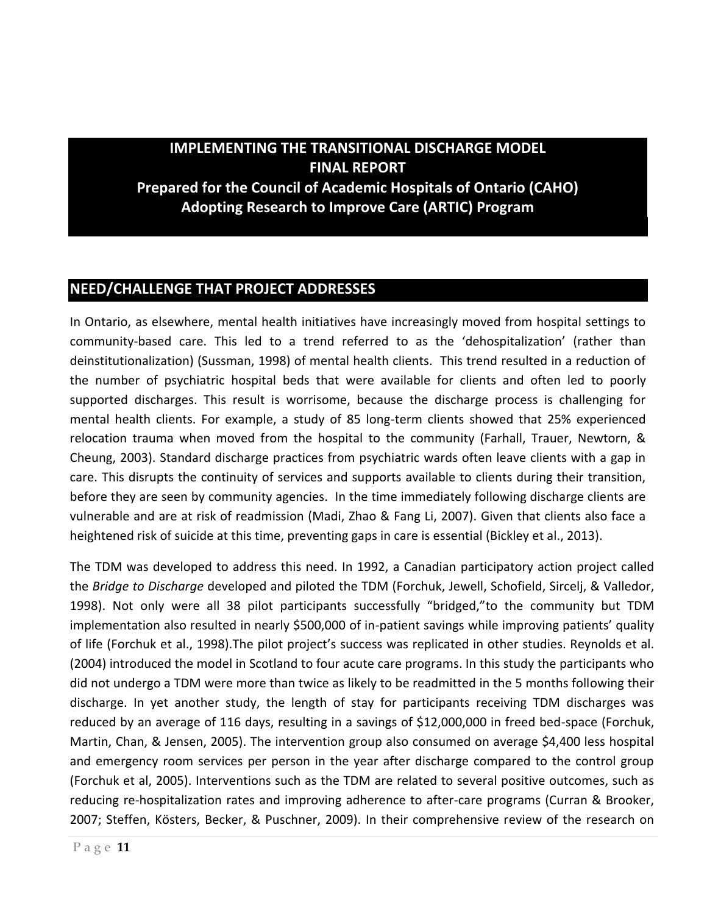# IMPLEMENTING THE TRANSITIONAL DISCHARGE MODEL
# FINAL REPORT
## Prepared for the Council of Academic Hospitals of Ontario (CAHO) Adopting Research to Improve Care (ARTIC) Program

## NEED/CHALLENGE THAT PROJECT ADDRESSES

In Ontario, as elsewhere, mental health initiatives have increasingly moved from hospital settings to community-based care. This led to a trend referred to as the 'dehospitalization' (rather than deinstitutionalization) (Sussman, 1998) of mental health clients. This trend resulted in a reduction of the number of psychiatric hospital beds that were available for clients and often led to poorly supported discharges. This result is worrisome, because the discharge process is challenging for mental health clients. For example, a study of 85 long-term clients showed that 25% experienced relocation trauma when moved from the hospital to the community (Farhall, Trauer, Newtorn, & Cheung, 2003). Standard discharge practices from psychiatric wards often leave clients with a gap in care. This disrupts the continuity of services and supports available to clients during their transition, before they are seen by community agencies. In the time immediately following discharge clients are vulnerable and are at risk of readmission (Madi, Zhao & Fang Li, 2007). Given that clients also face a heightened risk of suicide at this time, preventing gaps in care is essential (Bickley et al., 2013).

The TDM was developed to address this need. In 1992, a Canadian participatory action project called the *Bridge to Discharge* developed and piloted the TDM (Forchuk, Jewell, Schofield, Sircelj, & Valledor, 1998). Not only were all 38 pilot participants successfully "bridged,"to the community but TDM implementation also resulted in nearly $500,000 of in-patient savings while improving patients' quality of life (Forchuk et al., 1998).The pilot project's success was replicated in other studies. Reynolds et al. (2004) introduced the model in Scotland to four acute care programs. In this study the participants who did not undergo a TDM were more than twice as likely to be readmitted in the 5 months following their discharge. In yet another study, the length of stay for participants receiving TDM discharges was reduced by an average of 116 days, resulting in a savings of $12,000,000 in freed bed-space (Forchuk, Martin, Chan, & Jensen, 2005). The intervention group also consumed on average $4,400 less hospital and emergency room services per person in the year after discharge compared to the control group (Forchuk et al, 2005). Interventions such as the TDM are related to several positive outcomes, such as reducing re-hospitalization rates and improving adherence to after-care programs (Curran & Brooker, 2007; Steffen, Kösters, Becker, & Puschner, 2009). In their comprehensive review of the research on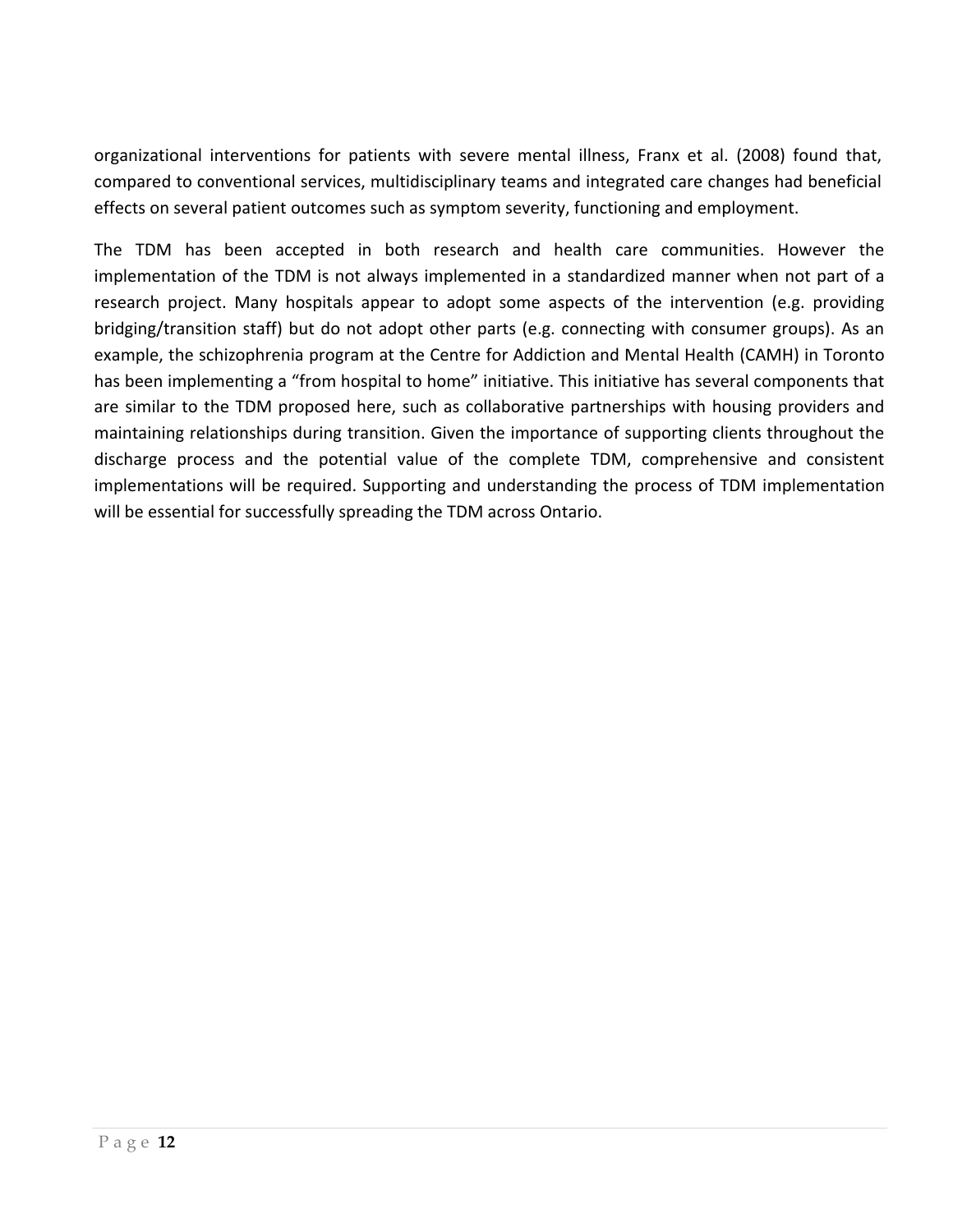organizational interventions for patients with severe mental illness, Franx et al. (2008) found that, compared to conventional services, multidisciplinary teams and integrated care changes had beneficial effects on several patient outcomes such as symptom severity, functioning and employment.

The TDM has been accepted in both research and health care communities. However the implementation of the TDM is not always implemented in a standardized manner when not part of a research project. Many hospitals appear to adopt some aspects of the intervention (e.g. providing bridging/transition staff) but do not adopt other parts (e.g. connecting with consumer groups). As an example, the schizophrenia program at the Centre for Addiction and Mental Health (CAMH) in Toronto has been implementing a "from hospital to home" initiative. This initiative has several components that are similar to the TDM proposed here, such as collaborative partnerships with housing providers and maintaining relationships during transition. Given the importance of supporting clients throughout the discharge process and the potential value of the complete TDM, comprehensive and consistent implementations will be required. Supporting and understanding the process of TDM implementation will be essential for successfully spreading the TDM across Ontario.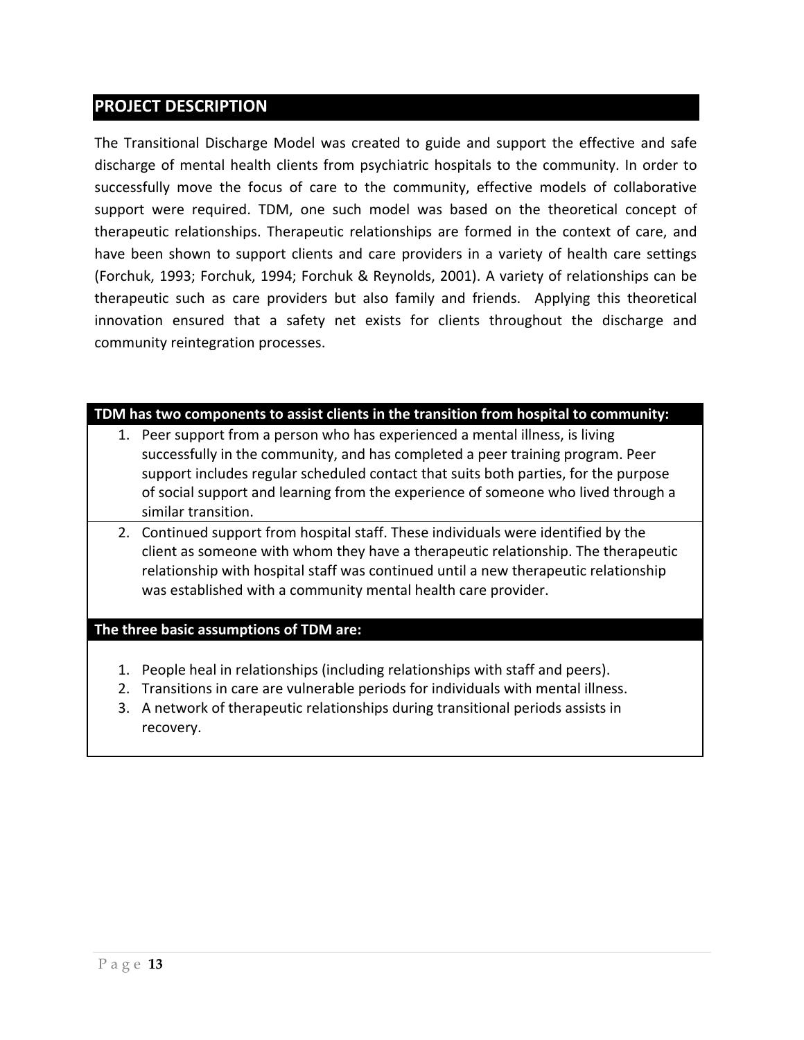## PROJECT DESCRIPTION

The Transitional Discharge Model was created to guide and support the effective and safe discharge of mental health clients from psychiatric hospitals to the community. In order to successfully move the focus of care to the community, effective models of collaborative support were required. TDM, one such model was based on the theoretical concept of therapeutic relationships. Therapeutic relationships are formed in the context of care, and have been shown to support clients and care providers in a variety of health care settings (Forchuk, 1993; Forchuk, 1994; Forchuk & Reynolds, 2001). A variety of relationships can be therapeutic such as care providers but also family and friends. Applying this theoretical innovation ensured that a safety net exists for clients throughout the discharge and community reintegration processes.

**TDM has two components to assist clients in the transition from hospital to community:**

1. Peer support from a person who has experienced a mental illness, is living successfully in the community, and has completed a peer training program. Peer support includes regular scheduled contact that suits both parties, for the purpose of social support and learning from the experience of someone who lived through a similar transition.
2. Continued support from hospital staff. These individuals were identified by the client as someone with whom they have a therapeutic relationship. The therapeutic relationship with hospital staff was continued until a new therapeutic relationship was established with a community mental health care provider.

**The three basic assumptions of TDM are:**

1. People heal in relationships (including relationships with staff and peers).
2. Transitions in care are vulnerable periods for individuals with mental illness.
3. A network of therapeutic relationships during transitional periods assists in recovery.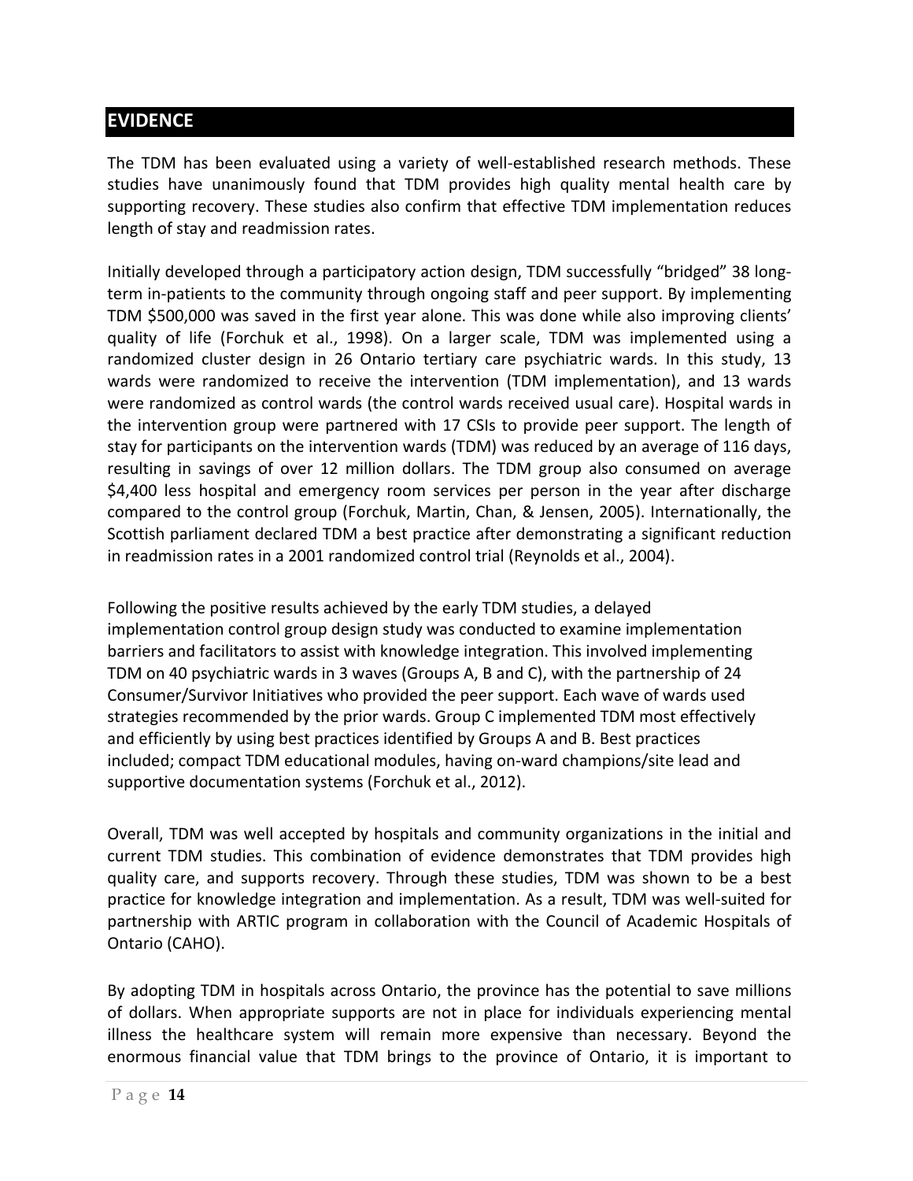## EVIDENCE

The TDM has been evaluated using a variety of well-established research methods. These studies have unanimously found that TDM provides high quality mental health care by supporting recovery. These studies also confirm that effective TDM implementation reduces length of stay and readmission rates.

Initially developed through a participatory action design, TDM successfully "bridged" 38 long-term in-patients to the community through ongoing staff and peer support. By implementing TDM $500,000 was saved in the first year alone. This was done while also improving clients' quality of life (Forchuk et al., 1998). On a larger scale, TDM was implemented using a randomized cluster design in 26 Ontario tertiary care psychiatric wards. In this study, 13 wards were randomized to receive the intervention (TDM implementation), and 13 wards were randomized as control wards (the control wards received usual care). Hospital wards in the intervention group were partnered with 17 CSIs to provide peer support. The length of stay for participants on the intervention wards (TDM) was reduced by an average of 116 days, resulting in savings of over 12 million dollars. The TDM group also consumed on average $4,400 less hospital and emergency room services per person in the year after discharge compared to the control group (Forchuk, Martin, Chan, & Jensen, 2005). Internationally, the Scottish parliament declared TDM a best practice after demonstrating a significant reduction in readmission rates in a 2001 randomized control trial (Reynolds et al., 2004).

Following the positive results achieved by the early TDM studies, a delayed implementation control group design study was conducted to examine implementation barriers and facilitators to assist with knowledge integration. This involved implementing TDM on 40 psychiatric wards in 3 waves (Groups A, B and C), with the partnership of 24 Consumer/Survivor Initiatives who provided the peer support. Each wave of wards used strategies recommended by the prior wards. Group C implemented TDM most effectively and efficiently by using best practices identified by Groups A and B. Best practices included; compact TDM educational modules, having on-ward champions/site lead and supportive documentation systems (Forchuk et al., 2012).

Overall, TDM was well accepted by hospitals and community organizations in the initial and current TDM studies. This combination of evidence demonstrates that TDM provides high quality care, and supports recovery. Through these studies, TDM was shown to be a best practice for knowledge integration and implementation. As a result, TDM was well-suited for partnership with ARTIC program in collaboration with the Council of Academic Hospitals of Ontario (CAHO).

By adopting TDM in hospitals across Ontario, the province has the potential to save millions of dollars. When appropriate supports are not in place for individuals experiencing mental illness the healthcare system will remain more expensive than necessary. Beyond the enormous financial value that TDM brings to the province of Ontario, it is important to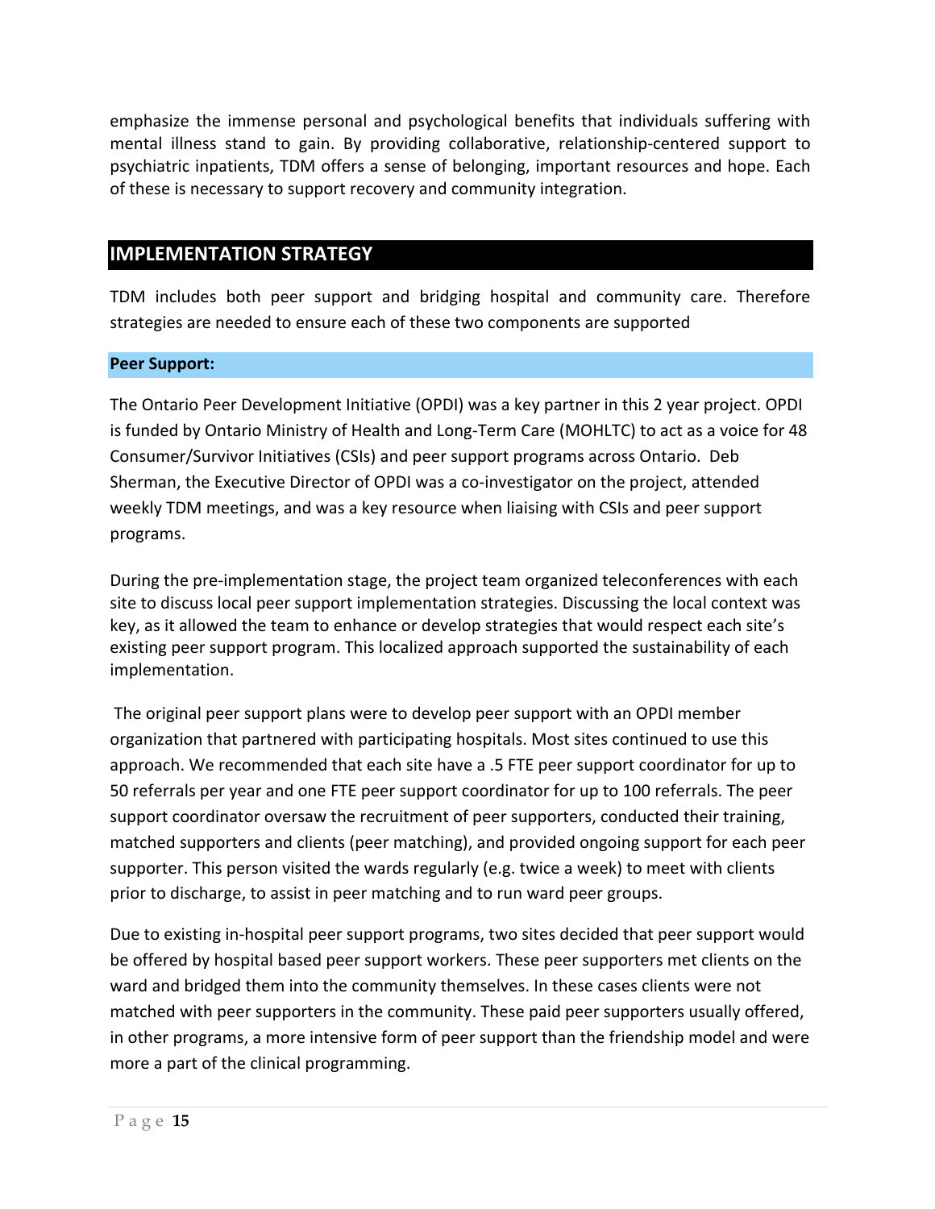emphasize the immense personal and psychological benefits that individuals suffering with mental illness stand to gain. By providing collaborative, relationship-centered support to psychiatric inpatients, TDM offers a sense of belonging, important resources and hope. Each of these is necessary to support recovery and community integration.

## IMPLEMENTATION STRATEGY

TDM includes both peer support and bridging hospital and community care. Therefore strategies are needed to ensure each of these two components are supported

### Peer Support:

The Ontario Peer Development Initiative (OPDI) was a key partner in this 2 year project. OPDI is funded by Ontario Ministry of Health and Long-Term Care (MOHLTC) to act as a voice for 48 Consumer/Survivor Initiatives (CSIs) and peer support programs across Ontario. Deb Sherman, the Executive Director of OPDI was a co-investigator on the project, attended weekly TDM meetings, and was a key resource when liaising with CSIs and peer support programs.

During the pre-implementation stage, the project team organized teleconferences with each site to discuss local peer support implementation strategies. Discussing the local context was key, as it allowed the team to enhance or develop strategies that would respect each site's existing peer support program. This localized approach supported the sustainability of each implementation.

The original peer support plans were to develop peer support with an OPDI member organization that partnered with participating hospitals. Most sites continued to use this approach. We recommended that each site have a .5 FTE peer support coordinator for up to 50 referrals per year and one FTE peer support coordinator for up to 100 referrals. The peer support coordinator oversaw the recruitment of peer supporters, conducted their training, matched supporters and clients (peer matching), and provided ongoing support for each peer supporter. This person visited the wards regularly (e.g. twice a week) to meet with clients prior to discharge, to assist in peer matching and to run ward peer groups.

Due to existing in-hospital peer support programs, two sites decided that peer support would be offered by hospital based peer support workers. These peer supporters met clients on the ward and bridged them into the community themselves. In these cases clients were not matched with peer supporters in the community. These paid peer supporters usually offered, in other programs, a more intensive form of peer support than the friendship model and were more a part of the clinical programming.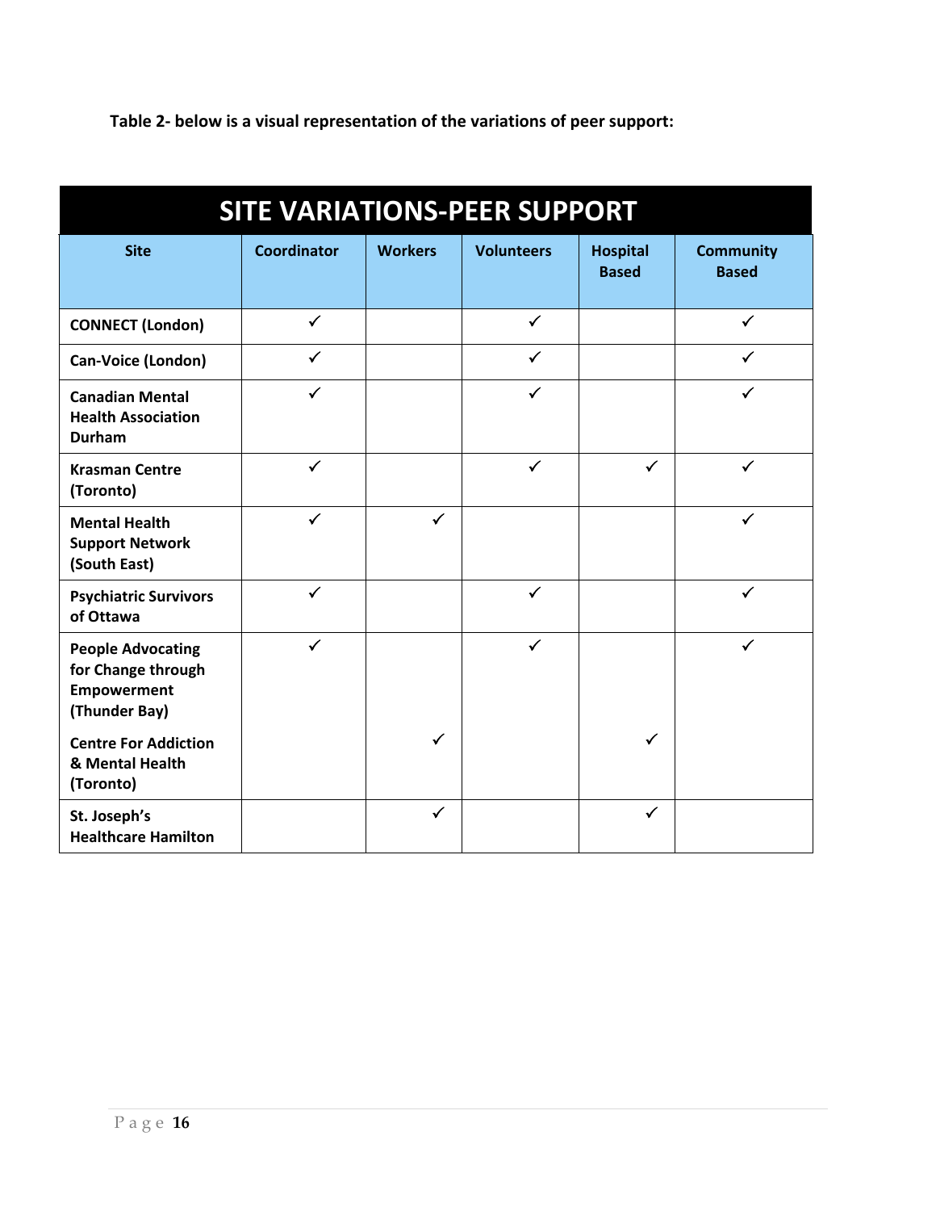**Table 2- below is a visual representation of the variations of peer support:**

| SITE VARIATIONS-PEER SUPPORT | | | | | |
|---|---|---|---|---|---|
| **Site** | **Coordinator** | **Workers** | **Volunteers** | **Hospital Based** | **Community Based** |
| **CONNECT (London)** | ✓ | | ✓ | | ✓ |
| **Can-Voice (London)** | ✓ | | ✓ | | ✓ |
| **Canadian Mental Health Association Durham** | ✓ | | ✓ | | ✓ |
| **Krasman Centre (Toronto)** | ✓ | | ✓ | ✓ | ✓ |
| **Mental Health Support Network (South East)** | ✓ | ✓ | | | ✓ |
| **Psychiatric Survivors of Ottawa** | ✓ | | ✓ | | ✓ |
| **People Advocating for Change through Empowerment (Thunder Bay)** | ✓ | | ✓ | | ✓ |
| **Centre For Addiction & Mental Health (Toronto)** | | ✓ | | ✓ | |
| **St. Joseph's Healthcare Hamilton** | | ✓ | | ✓ | |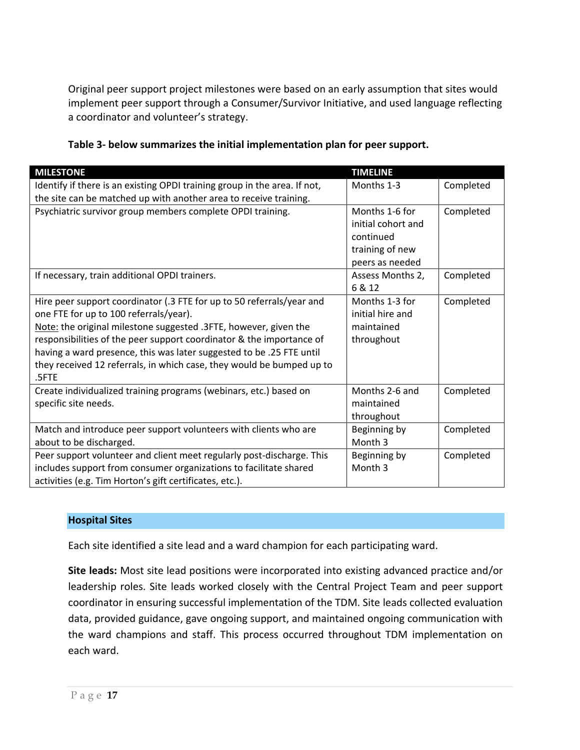Original peer support project milestones were based on an early assumption that sites would implement peer support through a Consumer/Survivor Initiative, and used language reflecting a coordinator and volunteer's strategy.

**Table 3- below summarizes the initial implementation plan for peer support.**

| MILESTONE | TIMELINE | |
|---|---|---|
| Identify if there is an existing OPDI training group in the area. If not, the site can be matched up with another area to receive training. | Months 1-3 | Completed |
| Psychiatric survivor group members complete OPDI training. | Months 1-6 for initial cohort and continued training of new peers as needed | Completed |
| If necessary, train additional OPDI trainers. | Assess Months 2, 6 & 12 | Completed |
| Hire peer support coordinator (.3 FTE for up to 50 referrals/year and one FTE for up to 100 referrals/year).<br><u>Note:</u> the original milestone suggested .3FTE, however, given the responsibilities of the peer support coordinator & the importance of having a ward presence, this was later suggested to be .25 FTE until they received 12 referrals, in which case, they would be bumped up to .5FTE | Months 1-3 for initial hire and maintained throughout | Completed |
| Create individualized training programs (webinars, etc.) based on specific site needs. | Months 2-6 and maintained throughout | Completed |
| Match and introduce peer support volunteers with clients who are about to be discharged. | Beginning by Month 3 | Completed |
| Peer support volunteer and client meet regularly post-discharge. This includes support from consumer organizations to facilitate shared activities (e.g. Tim Horton's gift certificates, etc.). | Beginning by Month 3 | Completed |

## Hospital Sites

Each site identified a site lead and a ward champion for each participating ward.

**Site leads:** Most site lead positions were incorporated into existing advanced practice and/or leadership roles. Site leads worked closely with the Central Project Team and peer support coordinator in ensuring successful implementation of the TDM. Site leads collected evaluation data, provided guidance, gave ongoing support, and maintained ongoing communication with the ward champions and staff. This process occurred throughout TDM implementation on each ward.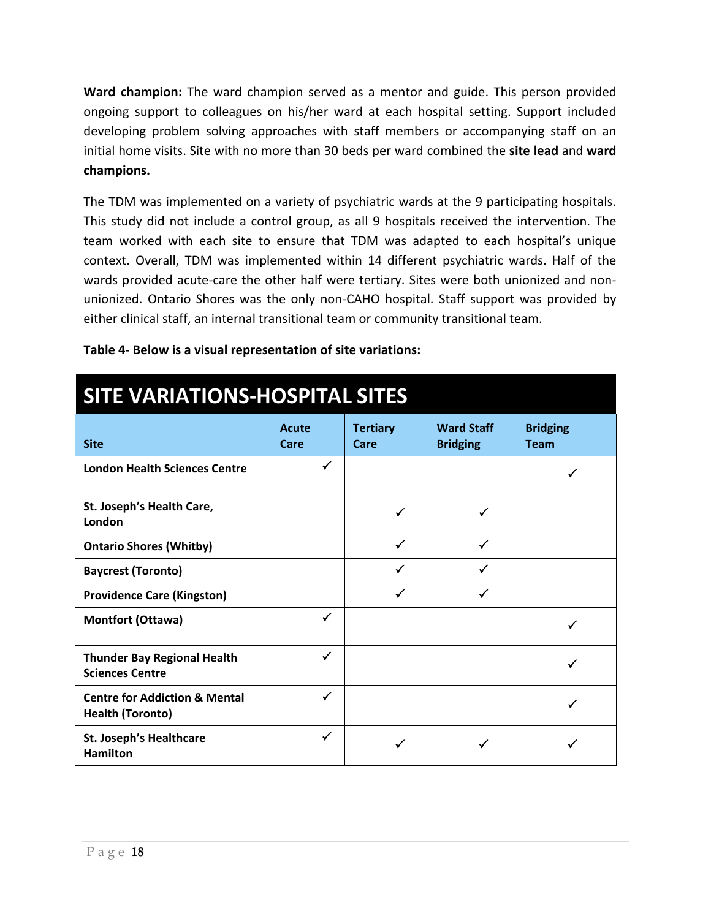**Ward champion:** The ward champion served as a mentor and guide. This person provided ongoing support to colleagues on his/her ward at each hospital setting. Support included developing problem solving approaches with staff members or accompanying staff on an initial home visits. Site with no more than 30 beds per ward combined the **site lead** and **ward champions.**

The TDM was implemented on a variety of psychiatric wards at the 9 participating hospitals. This study did not include a control group, as all 9 hospitals received the intervention. The team worked with each site to ensure that TDM was adapted to each hospital's unique context. Overall, TDM was implemented within 14 different psychiatric wards. Half of the wards provided acute-care the other half were tertiary. Sites were both unionized and non-unionized. Ontario Shores was the only non-CAHO hospital. Staff support was provided by either clinical staff, an internal transitional team or community transitional team.

**Table 4- Below is a visual representation of site variations:**

| SITE VARIATIONS-HOSPITAL SITES | | | | |
|---|---|---|---|---|
| **Site** | **Acute Care** | **Tertiary Care** | **Ward Staff Bridging** | **Bridging Team** |
| **London Health Sciences Centre** | ✓ | | | ✓ |
| **St. Joseph's Health Care, London** | | ✓ | ✓ | |
| **Ontario Shores (Whitby)** | | ✓ | ✓ | |
| **Baycrest (Toronto)** | | ✓ | ✓ | |
| **Providence Care (Kingston)** | | ✓ | ✓ | |
| **Montfort (Ottawa)** | ✓ | | | ✓ |
| **Thunder Bay Regional Health Sciences Centre** | ✓ | | | ✓ |
| **Centre for Addiction & Mental Health (Toronto)** | ✓ | | | ✓ |
| **St. Joseph's Healthcare Hamilton** | ✓ | ✓ | ✓ | ✓ |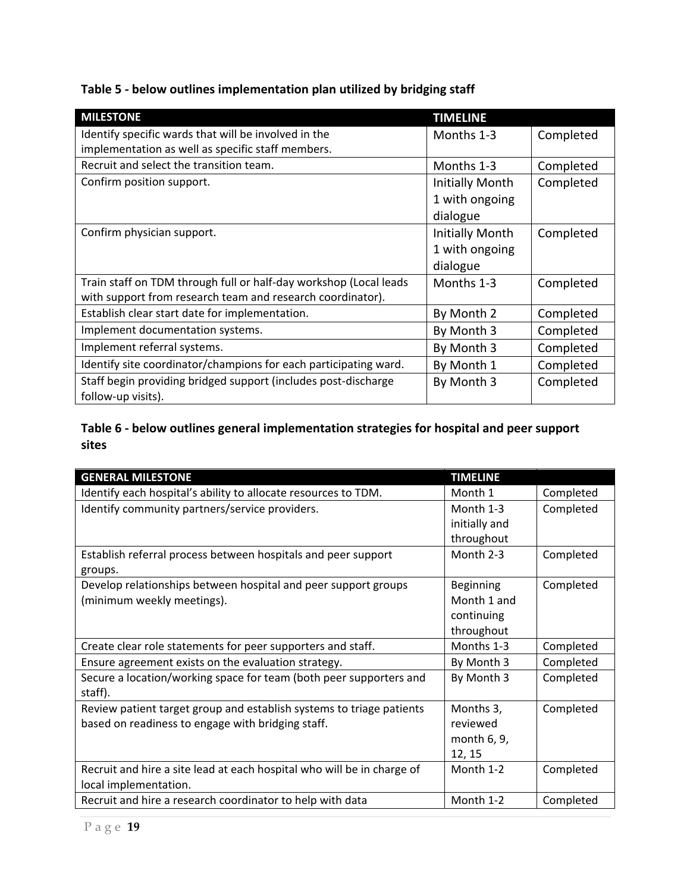**Table 5 - below outlines implementation plan utilized by bridging staff**

| MILESTONE | TIMELINE | |
|---|---|---|
| Identify specific wards that will be involved in the implementation as well as specific staff members. | Months 1-3 | Completed |
| Recruit and select the transition team. | Months 1-3 | Completed |
| Confirm position support. | Initially Month 1 with ongoing dialogue | Completed |
| Confirm physician support. | Initially Month 1 with ongoing dialogue | Completed |
| Train staff on TDM through full or half-day workshop (Local leads with support from research team and research coordinator). | Months 1-3 | Completed |
| Establish clear start date for implementation. | By Month 2 | Completed |
| Implement documentation systems. | By Month 3 | Completed |
| Implement referral systems. | By Month 3 | Completed |
| Identify site coordinator/champions for each participating ward. | By Month 1 | Completed |
| Staff begin providing bridged support (includes post-discharge follow-up visits). | By Month 3 | Completed |

**Table 6 - below outlines general implementation strategies for hospital and peer support sites**

| GENERAL MILESTONE | TIMELINE | |
|---|---|---|
| Identify each hospital's ability to allocate resources to TDM. | Month 1 | Completed |
| Identify community partners/service providers. | Month 1-3 initially and throughout | Completed |
| Establish referral process between hospitals and peer support groups. | Month 2-3 | Completed |
| Develop relationships between hospital and peer support groups (minimum weekly meetings). | Beginning Month 1 and continuing throughout | Completed |
| Create clear role statements for peer supporters and staff. | Months 1-3 | Completed |
| Ensure agreement exists on the evaluation strategy. | By Month 3 | Completed |
| Secure a location/working space for team (both peer supporters and staff). | By Month 3 | Completed |
| Review patient target group and establish systems to triage patients based on readiness to engage with bridging staff. | Months 3, reviewed month 6, 9, 12, 15 | Completed |
| Recruit and hire a site lead at each hospital who will be in charge of local implementation. | Month 1-2 | Completed |
| Recruit and hire a research coordinator to help with data | Month 1-2 | Completed |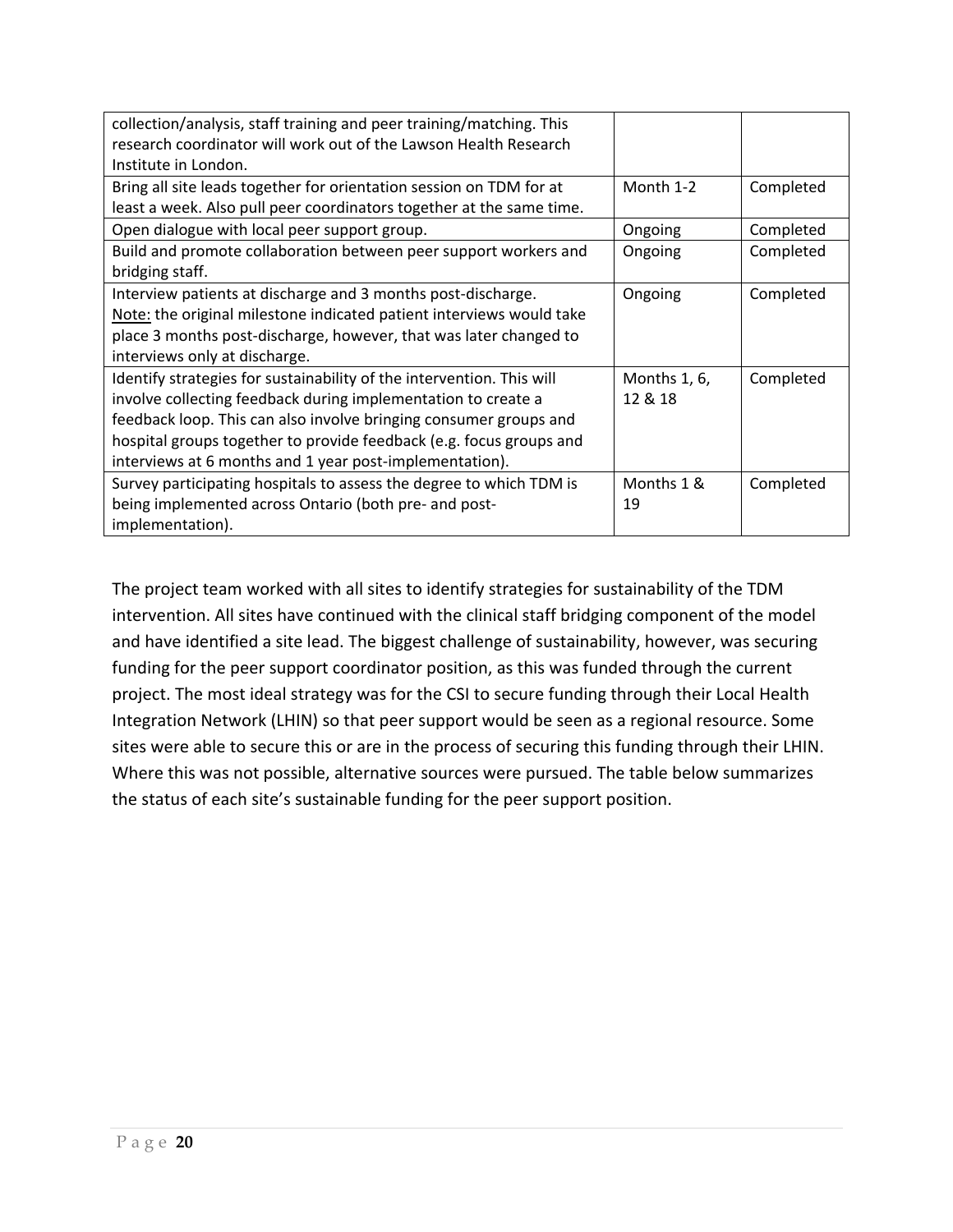| | | |
|---|---|---|
| collection/analysis, staff training and peer training/matching. This research coordinator will work out of the Lawson Health Research Institute in London. | | |
| Bring all site leads together for orientation session on TDM for at least a week. Also pull peer coordinators together at the same time. | Month 1-2 | Completed |
| Open dialogue with local peer support group. | Ongoing | Completed |
| Build and promote collaboration between peer support workers and bridging staff. | Ongoing | Completed |
| Interview patients at discharge and 3 months post-discharge. Note: the original milestone indicated patient interviews would take place 3 months post-discharge, however, that was later changed to interviews only at discharge. | Ongoing | Completed |
| Identify strategies for sustainability of the intervention. This will involve collecting feedback during implementation to create a feedback loop. This can also involve bringing consumer groups and hospital groups together to provide feedback (e.g. focus groups and interviews at 6 months and 1 year post-implementation). | Months 1, 6, 12 & 18 | Completed |
| Survey participating hospitals to assess the degree to which TDM is being implemented across Ontario (both pre- and post-implementation). | Months 1 & 19 | Completed |

The project team worked with all sites to identify strategies for sustainability of the TDM intervention. All sites have continued with the clinical staff bridging component of the model and have identified a site lead. The biggest challenge of sustainability, however, was securing funding for the peer support coordinator position, as this was funded through the current project. The most ideal strategy was for the CSI to secure funding through their Local Health Integration Network (LHIN) so that peer support would be seen as a regional resource. Some sites were able to secure this or are in the process of securing this funding through their LHIN. Where this was not possible, alternative sources were pursued. The table below summarizes the status of each site's sustainable funding for the peer support position.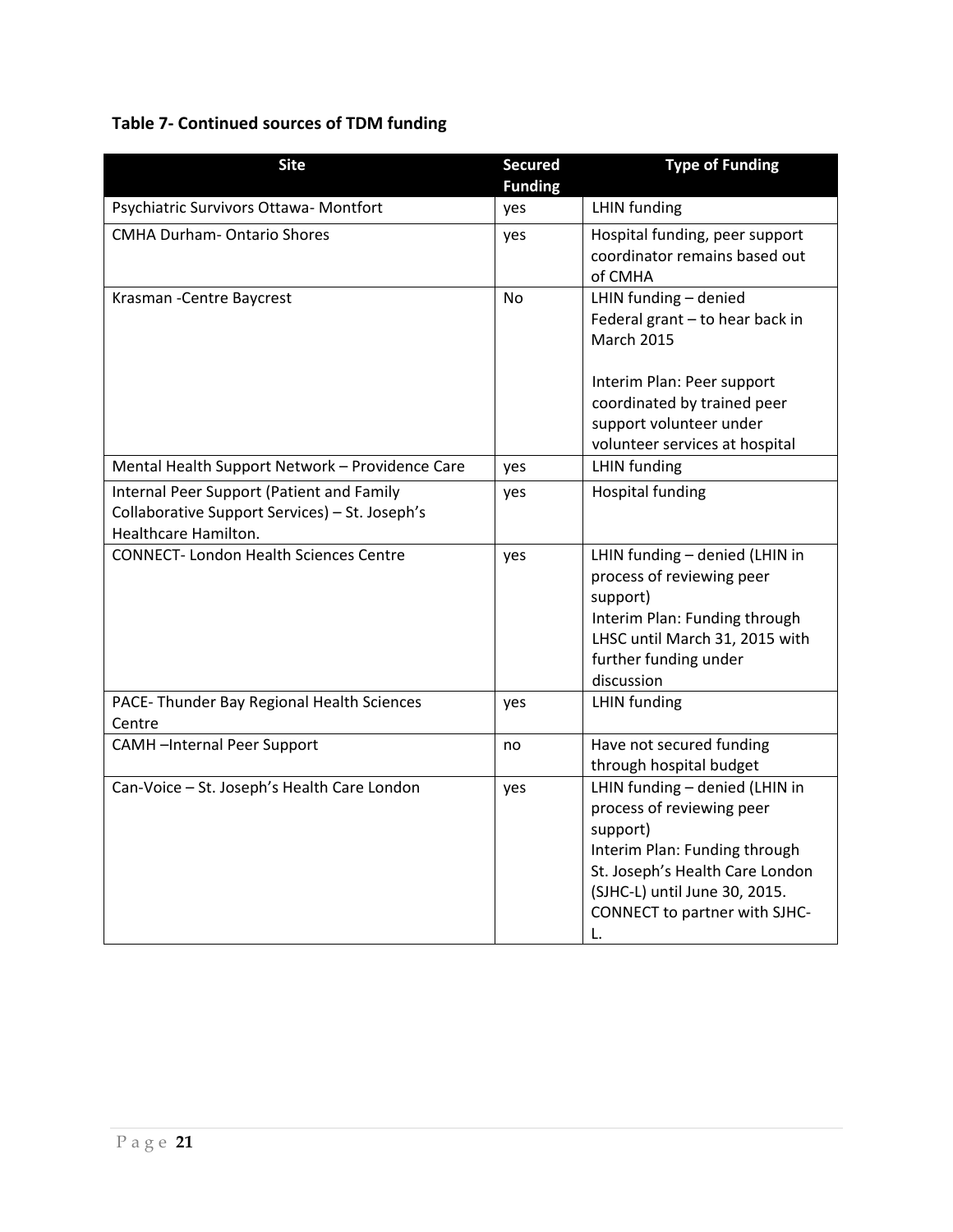**Table 7- Continued sources of TDM funding**

| Site | Secured Funding | Type of Funding |
|---|---|---|
| Psychiatric Survivors Ottawa- Montfort | yes | LHIN funding |
| CMHA Durham- Ontario Shores | yes | Hospital funding, peer support coordinator remains based out of CMHA |
| Krasman -Centre Baycrest | No | LHIN funding – denied<br>Federal grant – to hear back in March 2015<br><br>Interim Plan: Peer support coordinated by trained peer support volunteer under volunteer services at hospital |
| Mental Health Support Network – Providence Care | yes | LHIN funding |
| Internal Peer Support (Patient and Family Collaborative Support Services) – St. Joseph's Healthcare Hamilton. | yes | Hospital funding |
| CONNECT- London Health Sciences Centre | yes | LHIN funding – denied (LHIN in process of reviewing peer support)<br>Interim Plan: Funding through LHSC until March 31, 2015 with further funding under discussion |
| PACE- Thunder Bay Regional Health Sciences Centre | yes | LHIN funding |
| CAMH –Internal Peer Support | no | Have not secured funding through hospital budget |
| Can-Voice – St. Joseph's Health Care London | yes | LHIN funding – denied (LHIN in process of reviewing peer support)<br>Interim Plan: Funding through St. Joseph's Health Care London (SJHC-L) until June 30, 2015. CONNECT to partner with SJHC-L. |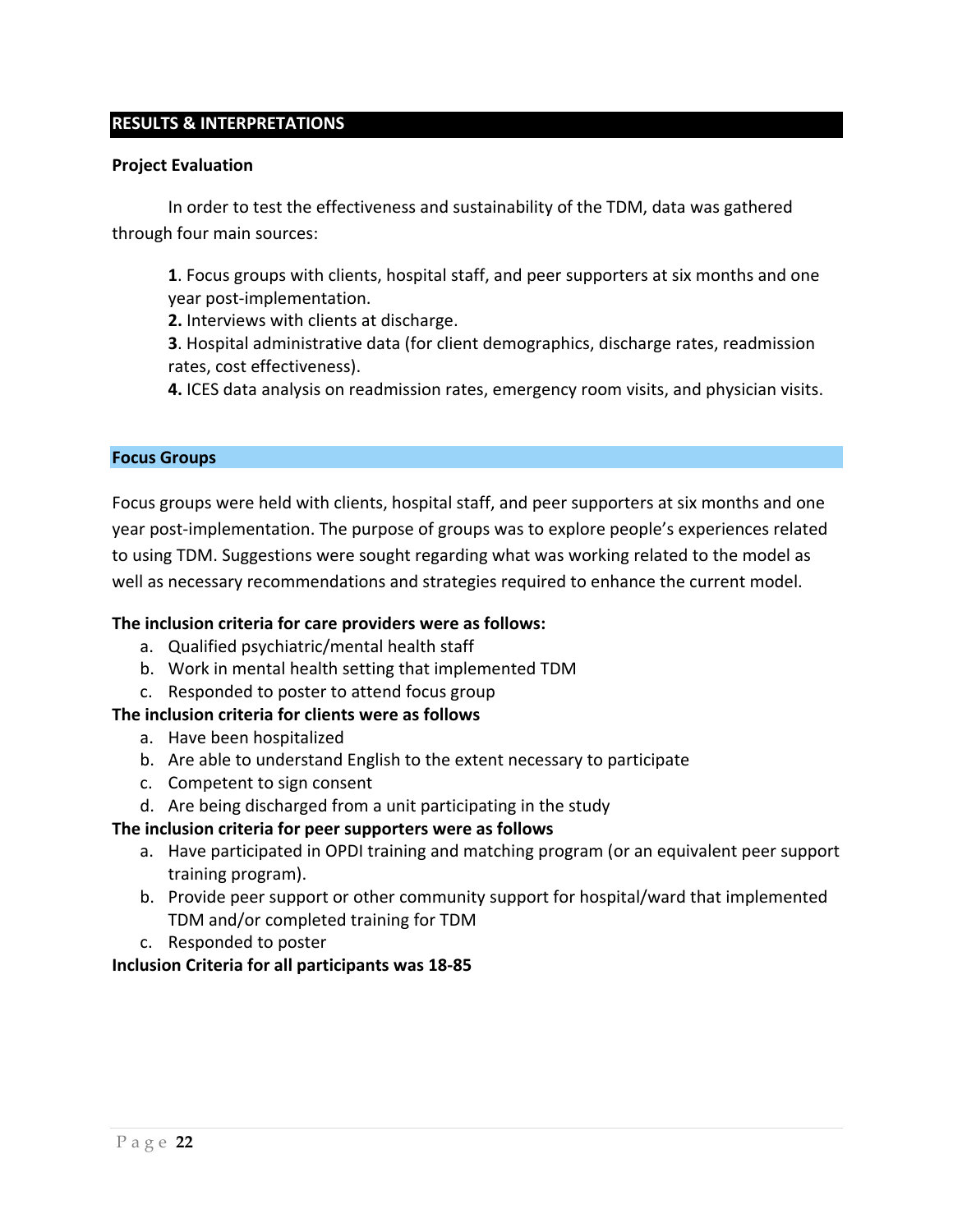## RESULTS & INTERPRETATIONS

### Project Evaluation

In order to test the effectiveness and sustainability of the TDM, data was gathered through four main sources:

**1**. Focus groups with clients, hospital staff, and peer supporters at six months and one year post-implementation.
**2.** Interviews with clients at discharge.
**3**. Hospital administrative data (for client demographics, discharge rates, readmission rates, cost effectiveness).
**4.** ICES data analysis on readmission rates, emergency room visits, and physician visits.

### Focus Groups

Focus groups were held with clients, hospital staff, and peer supporters at six months and one year post-implementation. The purpose of groups was to explore people's experiences related to using TDM. Suggestions were sought regarding what was working related to the model as well as necessary recommendations and strategies required to enhance the current model.

**The inclusion criteria for care providers were as follows:**

a. Qualified psychiatric/mental health staff
b. Work in mental health setting that implemented TDM
c. Responded to poster to attend focus group

**The inclusion criteria for clients were as follows**

a. Have been hospitalized
b. Are able to understand English to the extent necessary to participate
c. Competent to sign consent
d. Are being discharged from a unit participating in the study

**The inclusion criteria for peer supporters were as follows**

a. Have participated in OPDI training and matching program (or an equivalent peer support training program).
b. Provide peer support or other community support for hospital/ward that implemented TDM and/or completed training for TDM
c. Responded to poster

**Inclusion Criteria for all participants was 18-85**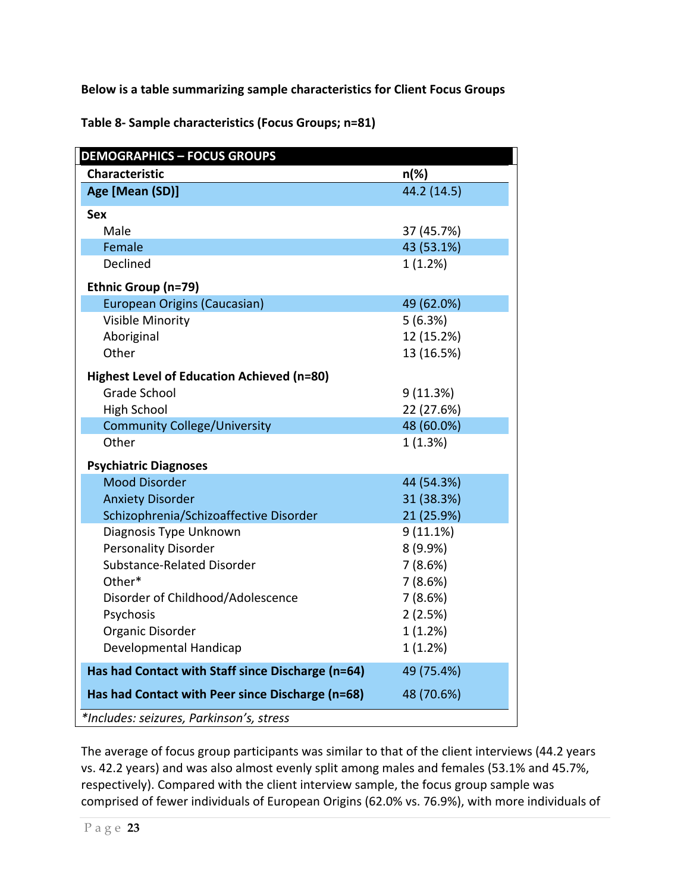**Below is a table summarizing sample characteristics for Client Focus Groups**

**Table 8- Sample characteristics (Focus Groups; n=81)**

| DEMOGRAPHICS – FOCUS GROUPS | |
|---|---|
| **Characteristic** | **n(%)** |
| **Age [Mean (SD)]** | 44.2 (14.5) |
| **Sex** | |
| Male | 37 (45.7%) |
| Female | 43 (53.1%) |
| Declined | 1 (1.2%) |
| **Ethnic Group (n=79)** | |
| European Origins (Caucasian) | 49 (62.0%) |
| Visible Minority | 5 (6.3%) |
| Aboriginal | 12 (15.2%) |
| Other | 13 (16.5%) |
| **Highest Level of Education Achieved (n=80)** | |
| Grade School | 9 (11.3%) |
| High School | 22 (27.6%) |
| Community College/University | 48 (60.0%) |
| Other | 1 (1.3%) |
| **Psychiatric Diagnoses** | |
| Mood Disorder | 44 (54.3%) |
| Anxiety Disorder | 31 (38.3%) |
| Schizophrenia/Schizoaffective Disorder | 21 (25.9%) |
| Diagnosis Type Unknown | 9 (11.1%) |
| Personality Disorder | 8 (9.9%) |
| Substance-Related Disorder | 7 (8.6%) |
| Other* | 7 (8.6%) |
| Disorder of Childhood/Adolescence | 7 (8.6%) |
| Psychosis | 2 (2.5%) |
| Organic Disorder | 1 (1.2%) |
| Developmental Handicap | 1 (1.2%) |
| **Has had Contact with Staff since Discharge (n=64)** | 49 (75.4%) |
| **Has had Contact with Peer since Discharge (n=68)** | 48 (70.6%) |

*\*Includes: seizures, Parkinson's, stress*

The average of focus group participants was similar to that of the client interviews (44.2 years vs. 42.2 years) and was also almost evenly split among males and females (53.1% and 45.7%, respectively). Compared with the client interview sample, the focus group sample was comprised of fewer individuals of European Origins (62.0% vs. 76.9%), with more individuals of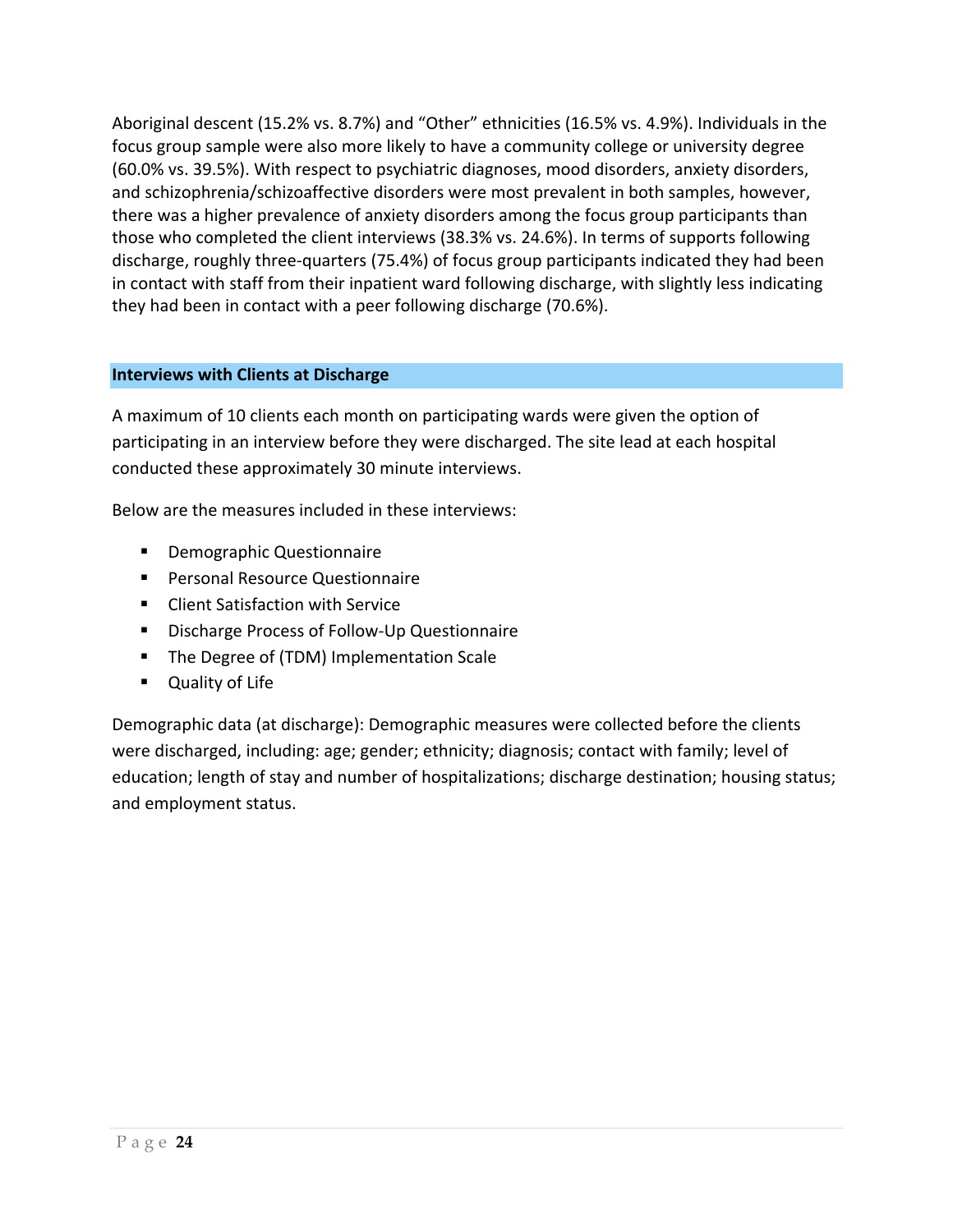Aboriginal descent (15.2% vs. 8.7%) and "Other" ethnicities (16.5% vs. 4.9%). Individuals in the focus group sample were also more likely to have a community college or university degree (60.0% vs. 39.5%). With respect to psychiatric diagnoses, mood disorders, anxiety disorders, and schizophrenia/schizoaffective disorders were most prevalent in both samples, however, there was a higher prevalence of anxiety disorders among the focus group participants than those who completed the client interviews (38.3% vs. 24.6%). In terms of supports following discharge, roughly three-quarters (75.4%) of focus group participants indicated they had been in contact with staff from their inpatient ward following discharge, with slightly less indicating they had been in contact with a peer following discharge (70.6%).

## Interviews with Clients at Discharge

A maximum of 10 clients each month on participating wards were given the option of participating in an interview before they were discharged. The site lead at each hospital conducted these approximately 30 minute interviews.

Below are the measures included in these interviews:

- Demographic Questionnaire
- Personal Resource Questionnaire
- Client Satisfaction with Service
- Discharge Process of Follow-Up Questionnaire
- The Degree of (TDM) Implementation Scale
- Quality of Life

Demographic data (at discharge): Demographic measures were collected before the clients were discharged, including: age; gender; ethnicity; diagnosis; contact with family; level of education; length of stay and number of hospitalizations; discharge destination; housing status; and employment status.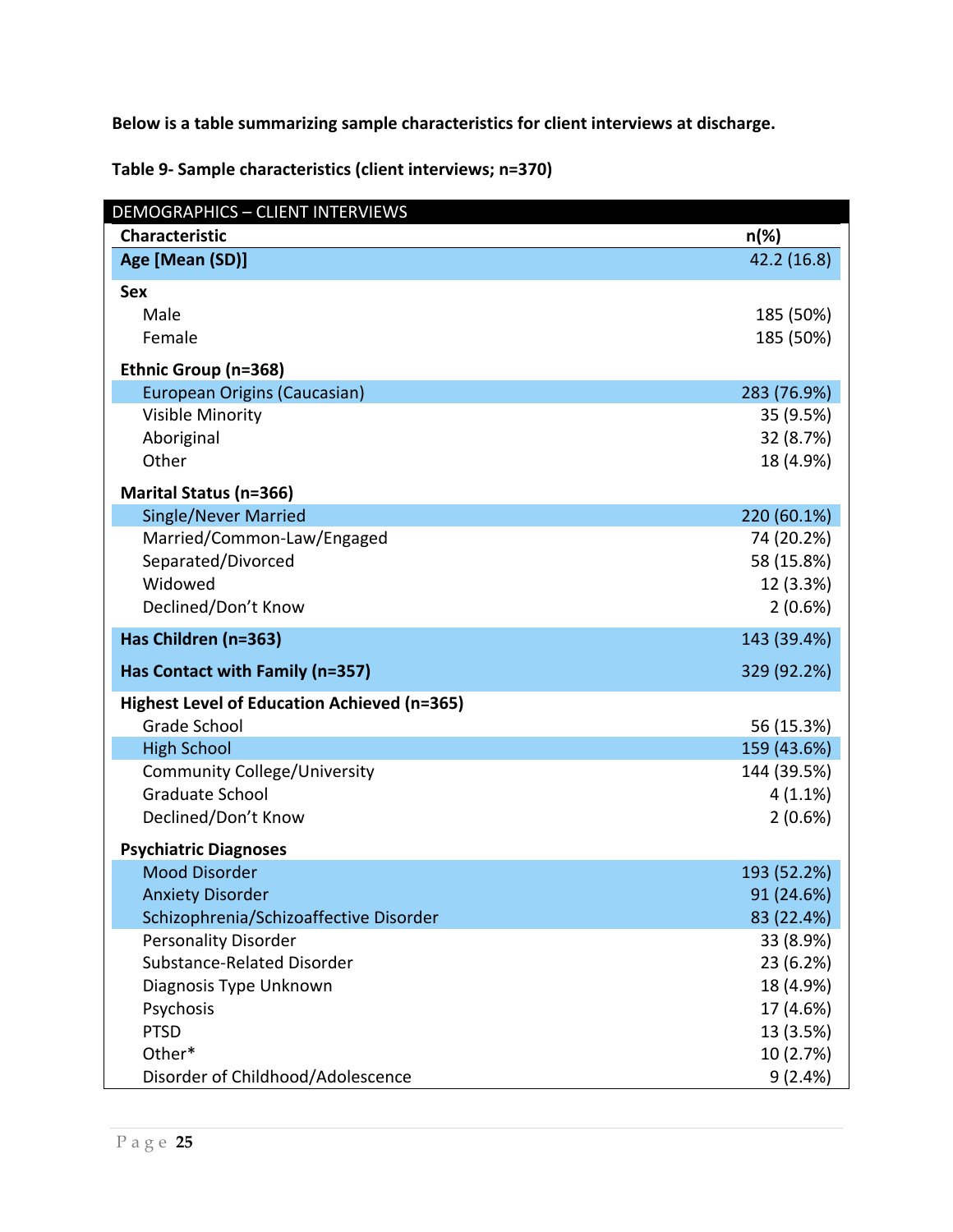**Below is a table summarizing sample characteristics for client interviews at discharge.**

**Table 9- Sample characteristics (client interviews; n=370)**

| DEMOGRAPHICS – CLIENT INTERVIEWS | |
|---|---|
| **Characteristic** | **n(%)** |
| **Age [Mean (SD)]** | 42.2 (16.8) |
| **Sex** | |
| Male | 185 (50%) |
| Female | 185 (50%) |
| **Ethnic Group (n=368)** | |
| European Origins (Caucasian) | 283 (76.9%) |
| Visible Minority | 35 (9.5%) |
| Aboriginal | 32 (8.7%) |
| Other | 18 (4.9%) |
| **Marital Status (n=366)** | |
| Single/Never Married | 220 (60.1%) |
| Married/Common-Law/Engaged | 74 (20.2%) |
| Separated/Divorced | 58 (15.8%) |
| Widowed | 12 (3.3%) |
| Declined/Don't Know | 2 (0.6%) |
| **Has Children (n=363)** | 143 (39.4%) |
| **Has Contact with Family (n=357)** | 329 (92.2%) |
| **Highest Level of Education Achieved (n=365)** | |
| Grade School | 56 (15.3%) |
| High School | 159 (43.6%) |
| Community College/University | 144 (39.5%) |
| Graduate School | 4 (1.1%) |
| Declined/Don't Know | 2 (0.6%) |
| **Psychiatric Diagnoses** | |
| Mood Disorder | 193 (52.2%) |
| Anxiety Disorder | 91 (24.6%) |
| Schizophrenia/Schizoaffective Disorder | 83 (22.4%) |
| Personality Disorder | 33 (8.9%) |
| Substance-Related Disorder | 23 (6.2%) |
| Diagnosis Type Unknown | 18 (4.9%) |
| Psychosis | 17 (4.6%) |
| PTSD | 13 (3.5%) |
| Other* | 10 (2.7%) |
| Disorder of Childhood/Adolescence | 9 (2.4%) |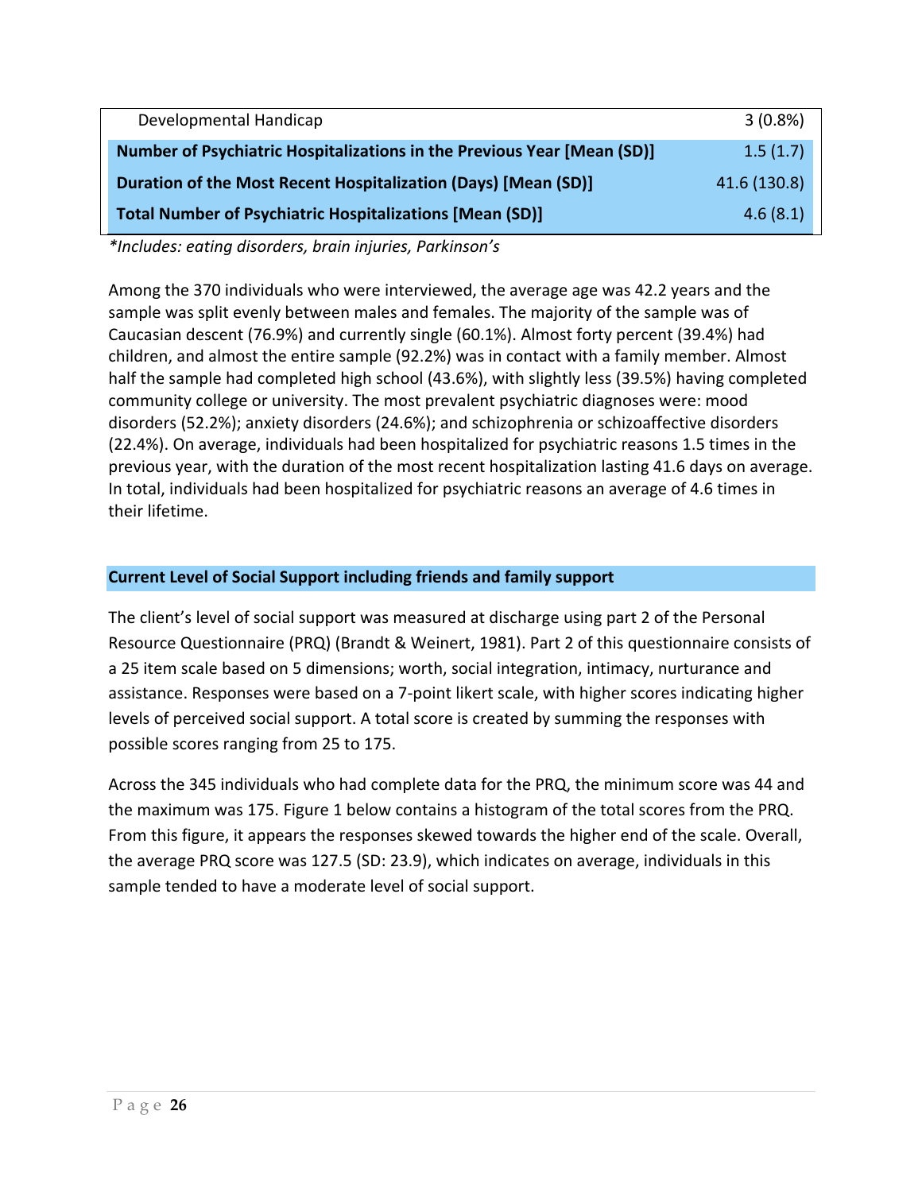| | |
|---|---|
| Developmental Handicap | 3 (0.8%) |
| **Number of Psychiatric Hospitalizations in the Previous Year [Mean (SD)]** | 1.5 (1.7) |
| **Duration of the Most Recent Hospitalization (Days) [Mean (SD)]** | 41.6 (130.8) |
| **Total Number of Psychiatric Hospitalizations [Mean (SD)]** | 4.6 (8.1) |

*\*Includes: eating disorders, brain injuries, Parkinson's*

Among the 370 individuals who were interviewed, the average age was 42.2 years and the sample was split evenly between males and females. The majority of the sample was of Caucasian descent (76.9%) and currently single (60.1%). Almost forty percent (39.4%) had children, and almost the entire sample (92.2%) was in contact with a family member. Almost half the sample had completed high school (43.6%), with slightly less (39.5%) having completed community college or university. The most prevalent psychiatric diagnoses were: mood disorders (52.2%); anxiety disorders (24.6%); and schizophrenia or schizoaffective disorders (22.4%). On average, individuals had been hospitalized for psychiatric reasons 1.5 times in the previous year, with the duration of the most recent hospitalization lasting 41.6 days on average. In total, individuals had been hospitalized for psychiatric reasons an average of 4.6 times in their lifetime.

## Current Level of Social Support including friends and family support

The client's level of social support was measured at discharge using part 2 of the Personal Resource Questionnaire (PRQ) (Brandt & Weinert, 1981). Part 2 of this questionnaire consists of a 25 item scale based on 5 dimensions; worth, social integration, intimacy, nurturance and assistance. Responses were based on a 7-point likert scale, with higher scores indicating higher levels of perceived social support. A total score is created by summing the responses with possible scores ranging from 25 to 175.

Across the 345 individuals who had complete data for the PRQ, the minimum score was 44 and the maximum was 175. Figure 1 below contains a histogram of the total scores from the PRQ. From this figure, it appears the responses skewed towards the higher end of the scale. Overall, the average PRQ score was 127.5 (SD: 23.9), which indicates on average, individuals in this sample tended to have a moderate level of social support.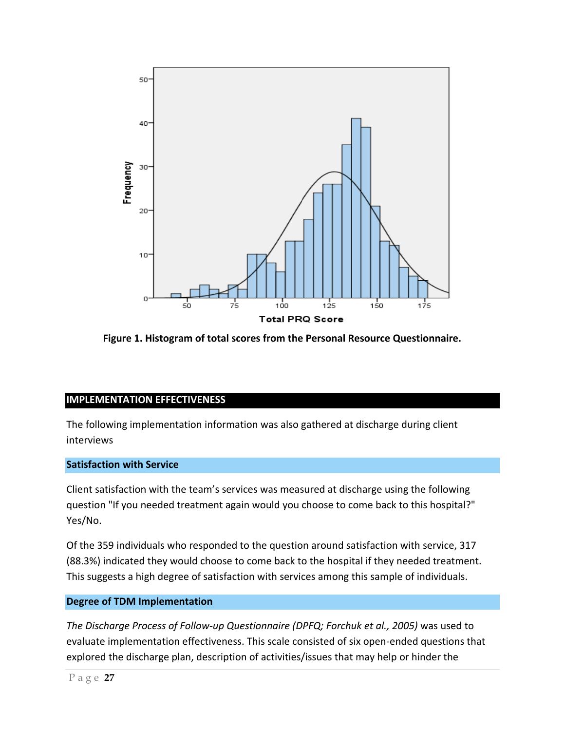**Figure 1. Histogram of total scores from the Personal Resource Questionnaire.**

## IMPLEMENTATION EFFECTIVENESS

The following implementation information was also gathered at discharge during client interviews

### Satisfaction with Service

Client satisfaction with the team's services was measured at discharge using the following question "If you needed treatment again would you choose to come back to this hospital?" Yes/No.

Of the 359 individuals who responded to the question around satisfaction with service, 317 (88.3%) indicated they would choose to come back to the hospital if they needed treatment. This suggests a high degree of satisfaction with services among this sample of individuals.

### Degree of TDM Implementation

*The Discharge Process of Follow-up Questionnaire (DPFQ; Forchuk et al., 2005)* was used to evaluate implementation effectiveness. This scale consisted of six open-ended questions that explored the discharge plan, description of activities/issues that may help or hinder the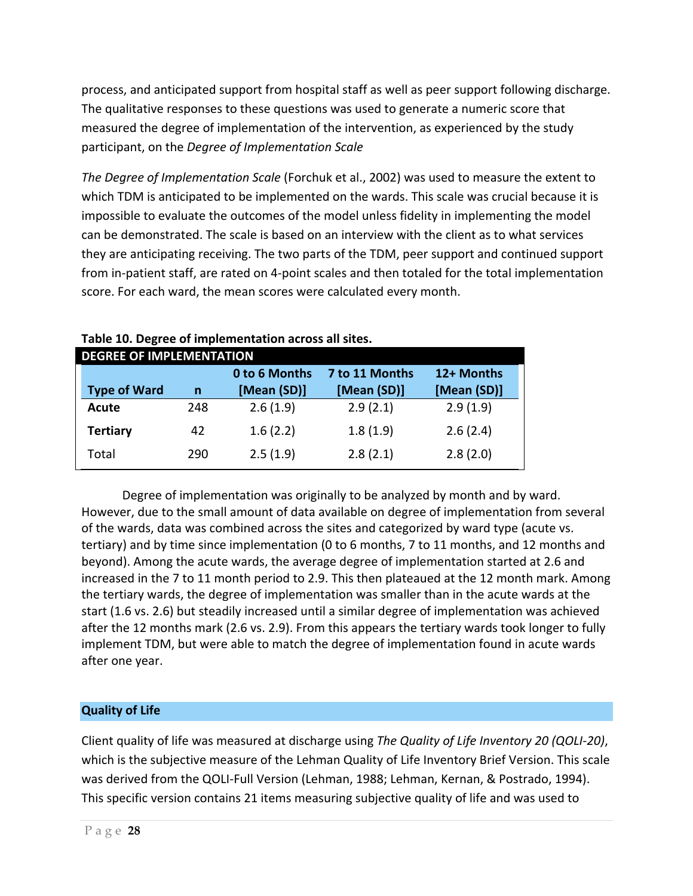process, and anticipated support from hospital staff as well as peer support following discharge. The qualitative responses to these questions was used to generate a numeric score that measured the degree of implementation of the intervention, as experienced by the study participant, on the *Degree of Implementation Scale*

*The Degree of Implementation Scale* (Forchuk et al., 2002) was used to measure the extent to which TDM is anticipated to be implemented on the wards. This scale was crucial because it is impossible to evaluate the outcomes of the model unless fidelity in implementing the model can be demonstrated. The scale is based on an interview with the client as to what services they are anticipating receiving. The two parts of the TDM, peer support and continued support from in-patient staff, are rated on 4-point scales and then totaled for the total implementation score. For each ward, the mean scores were calculated every month.

**Table 10. Degree of implementation across all sites.**

| **DEGREE OF IMPLEMENTATION** | | | | |
|---|---|---|---|---|
| **Type of Ward** | **n** | **0 to 6 Months [Mean (SD)]** | **7 to 11 Months [Mean (SD)]** | **12+ Months [Mean (SD)]** |
| **Acute** | 248 | 2.6 (1.9) | 2.9 (2.1) | 2.9 (1.9) |
| **Tertiary** | 42 | 1.6 (2.2) | 1.8 (1.9) | 2.6 (2.4) |
| Total | 290 | 2.5 (1.9) | 2.8 (2.1) | 2.8 (2.0) |

Degree of implementation was originally to be analyzed by month and by ward. However, due to the small amount of data available on degree of implementation from several of the wards, data was combined across the sites and categorized by ward type (acute vs. tertiary) and by time since implementation (0 to 6 months, 7 to 11 months, and 12 months and beyond). Among the acute wards, the average degree of implementation started at 2.6 and increased in the 7 to 11 month period to 2.9. This then plateaued at the 12 month mark. Among the tertiary wards, the degree of implementation was smaller than in the acute wards at the start (1.6 vs. 2.6) but steadily increased until a similar degree of implementation was achieved after the 12 months mark (2.6 vs. 2.9). From this appears the tertiary wards took longer to fully implement TDM, but were able to match the degree of implementation found in acute wards after one year.

## Quality of Life

Client quality of life was measured at discharge using *The Quality of Life Inventory 20 (QOLI-20)*, which is the subjective measure of the Lehman Quality of Life Inventory Brief Version. This scale was derived from the QOLI-Full Version (Lehman, 1988; Lehman, Kernan, & Postrado, 1994). This specific version contains 21 items measuring subjective quality of life and was used to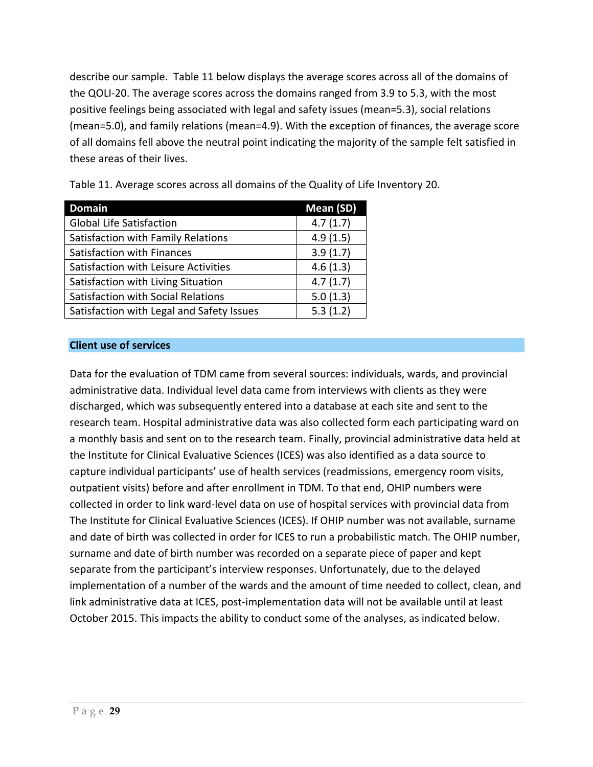describe our sample. Table 11 below displays the average scores across all of the domains of the QOLI-20. The average scores across the domains ranged from 3.9 to 5.3, with the most positive feelings being associated with legal and safety issues (mean=5.3), social relations (mean=5.0), and family relations (mean=4.9). With the exception of finances, the average score of all domains fell above the neutral point indicating the majority of the sample felt satisfied in these areas of their lives.

Table 11. Average scores across all domains of the Quality of Life Inventory 20.

| Domain | Mean (SD) |
|---|---|
| Global Life Satisfaction | 4.7 (1.7) |
| Satisfaction with Family Relations | 4.9 (1.5) |
| Satisfaction with Finances | 3.9 (1.7) |
| Satisfaction with Leisure Activities | 4.6 (1.3) |
| Satisfaction with Living Situation | 4.7 (1.7) |
| Satisfaction with Social Relations | 5.0 (1.3) |
| Satisfaction with Legal and Safety Issues | 5.3 (1.2) |

## Client use of services

Data for the evaluation of TDM came from several sources: individuals, wards, and provincial administrative data. Individual level data came from interviews with clients as they were discharged, which was subsequently entered into a database at each site and sent to the research team. Hospital administrative data was also collected form each participating ward on a monthly basis and sent on to the research team. Finally, provincial administrative data held at the Institute for Clinical Evaluative Sciences (ICES) was also identified as a data source to capture individual participants' use of health services (readmissions, emergency room visits, outpatient visits) before and after enrollment in TDM. To that end, OHIP numbers were collected in order to link ward-level data on use of hospital services with provincial data from The Institute for Clinical Evaluative Sciences (ICES). If OHIP number was not available, surname and date of birth was collected in order for ICES to run a probabilistic match. The OHIP number, surname and date of birth number was recorded on a separate piece of paper and kept separate from the participant's interview responses. Unfortunately, due to the delayed implementation of a number of the wards and the amount of time needed to collect, clean, and link administrative data at ICES, post-implementation data will not be available until at least October 2015. This impacts the ability to conduct some of the analyses, as indicated below.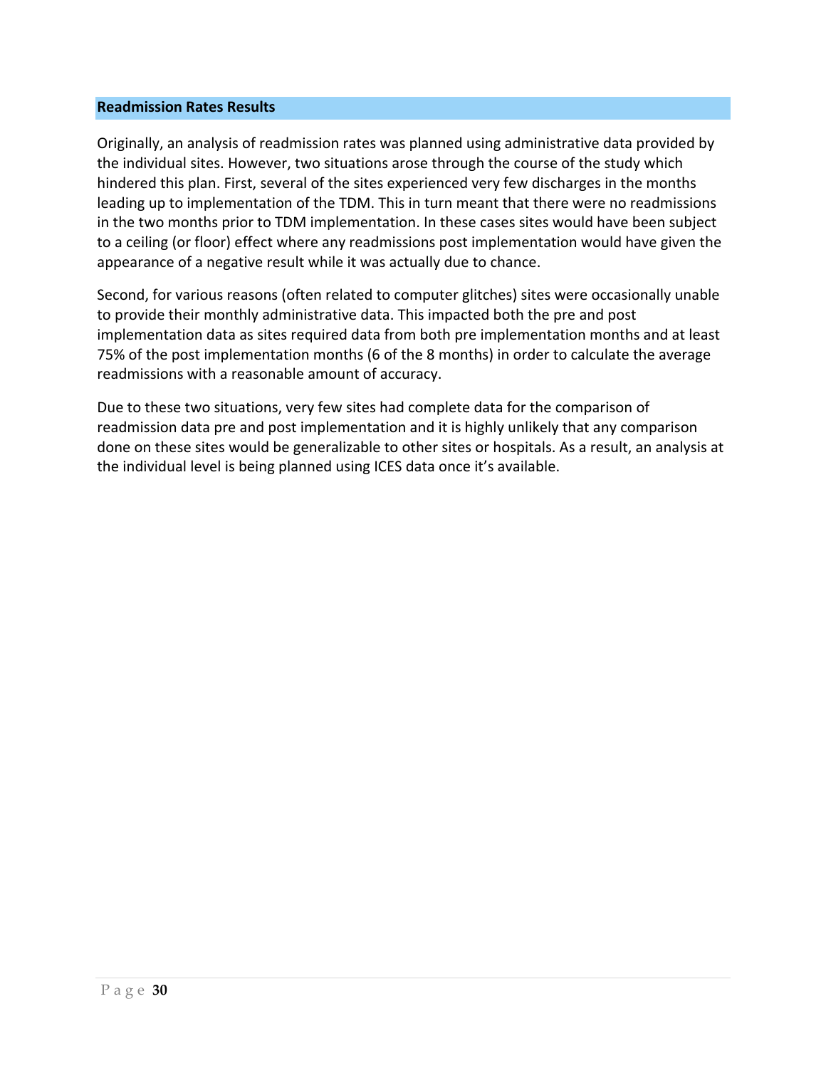## Readmission Rates Results

Originally, an analysis of readmission rates was planned using administrative data provided by the individual sites. However, two situations arose through the course of the study which hindered this plan. First, several of the sites experienced very few discharges in the months leading up to implementation of the TDM. This in turn meant that there were no readmissions in the two months prior to TDM implementation. In these cases sites would have been subject to a ceiling (or floor) effect where any readmissions post implementation would have given the appearance of a negative result while it was actually due to chance.

Second, for various reasons (often related to computer glitches) sites were occasionally unable to provide their monthly administrative data. This impacted both the pre and post implementation data as sites required data from both pre implementation months and at least 75% of the post implementation months (6 of the 8 months) in order to calculate the average readmissions with a reasonable amount of accuracy.

Due to these two situations, very few sites had complete data for the comparison of readmission data pre and post implementation and it is highly unlikely that any comparison done on these sites would be generalizable to other sites or hospitals. As a result, an analysis at the individual level is being planned using ICES data once it's available.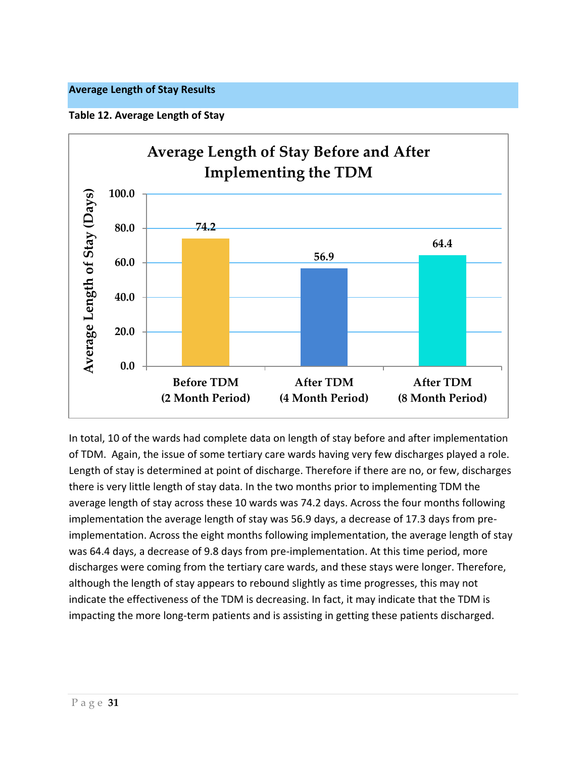## Average Length of Stay Results

**Table 12. Average Length of Stay**

**Average Length of Stay Before and After Implementing the TDM**

| | Before TDM (2 Month Period) | After TDM (4 Month Period) | After TDM (8 Month Period) |
|---|---|---|---|
| Average Length of Stay (Days) | 74.2 | 56.9 | 64.4 |

In total, 10 of the wards had complete data on length of stay before and after implementation of TDM. Again, the issue of some tertiary care wards having very few discharges played a role. Length of stay is determined at point of discharge. Therefore if there are no, or few, discharges there is very little length of stay data. In the two months prior to implementing TDM the average length of stay across these 10 wards was 74.2 days. Across the four months following implementation the average length of stay was 56.9 days, a decrease of 17.3 days from pre-implementation. Across the eight months following implementation, the average length of stay was 64.4 days, a decrease of 9.8 days from pre-implementation. At this time period, more discharges were coming from the tertiary care wards, and these stays were longer. Therefore, although the length of stay appears to rebound slightly as time progresses, this may not indicate the effectiveness of the TDM is decreasing. In fact, it may indicate that the TDM is impacting the more long-term patients and is assisting in getting these patients discharged.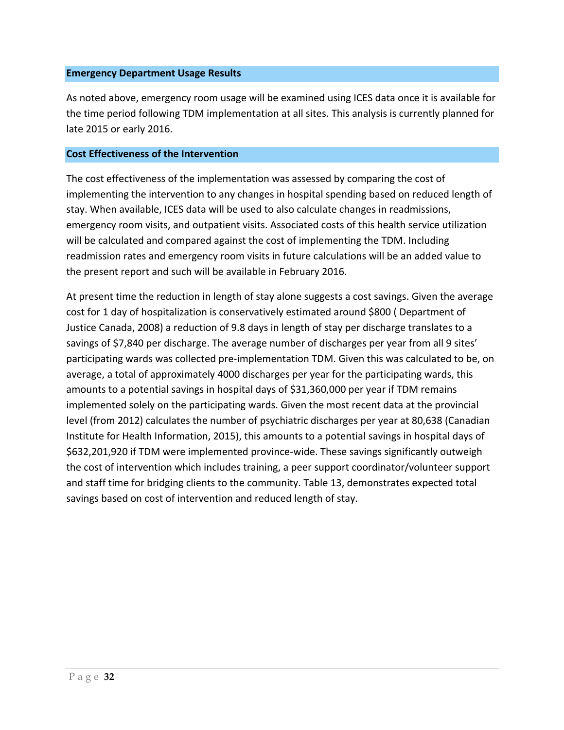## Emergency Department Usage Results

As noted above, emergency room usage will be examined using ICES data once it is available for the time period following TDM implementation at all sites. This analysis is currently planned for late 2015 or early 2016.

## Cost Effectiveness of the Intervention

The cost effectiveness of the implementation was assessed by comparing the cost of implementing the intervention to any changes in hospital spending based on reduced length of stay. When available, ICES data will be used to also calculate changes in readmissions, emergency room visits, and outpatient visits. Associated costs of this health service utilization will be calculated and compared against the cost of implementing the TDM. Including readmission rates and emergency room visits in future calculations will be an added value to the present report and such will be available in February 2016.

At present time the reduction in length of stay alone suggests a cost savings. Given the average cost for 1 day of hospitalization is conservatively estimated around $800 ( Department of Justice Canada, 2008) a reduction of 9.8 days in length of stay per discharge translates to a savings of $7,840 per discharge. The average number of discharges per year from all 9 sites' participating wards was collected pre-implementation TDM. Given this was calculated to be, on average, a total of approximately 4000 discharges per year for the participating wards, this amounts to a potential savings in hospital days of $31,360,000 per year if TDM remains implemented solely on the participating wards. Given the most recent data at the provincial level (from 2012) calculates the number of psychiatric discharges per year at 80,638 (Canadian Institute for Health Information, 2015), this amounts to a potential savings in hospital days of $632,201,920 if TDM were implemented province-wide. These savings significantly outweigh the cost of intervention which includes training, a peer support coordinator/volunteer support and staff time for bridging clients to the community. Table 13, demonstrates expected total savings based on cost of intervention and reduced length of stay.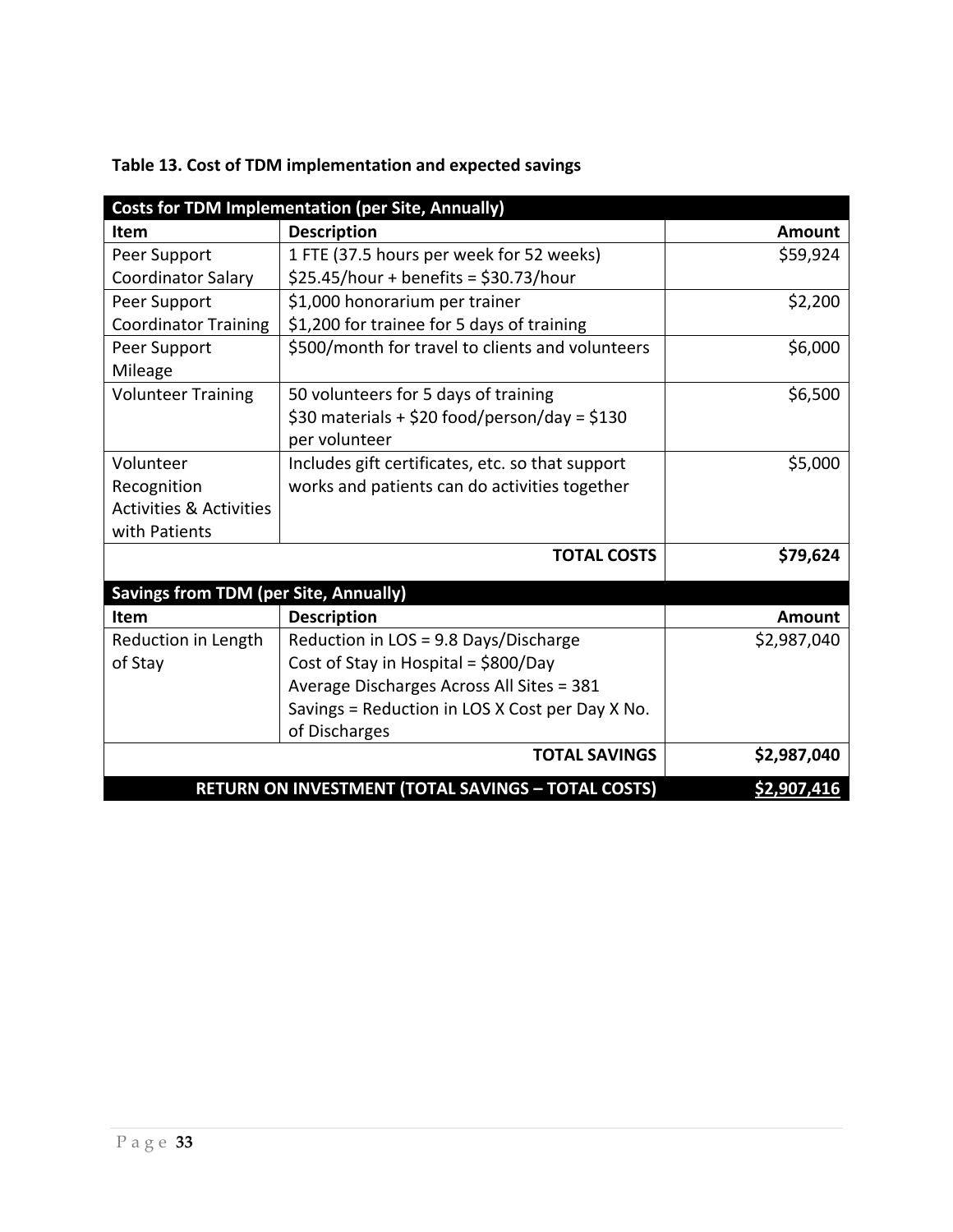**Table 13. Cost of TDM implementation and expected savings**

| **Costs for TDM Implementation (per Site, Annually)** | | |
|---|---|---|
| **Item** | **Description** | **Amount** |
| Peer Support Coordinator Salary | 1 FTE (37.5 hours per week for 52 weeks) $25.45/hour + benefits = $30.73/hour | $59,924 |
| Peer Support Coordinator Training | $1,000 honorarium per trainer $1,200 for trainee for 5 days of training | $2,200 |
| Peer Support Mileage | $500/month for travel to clients and volunteers | $6,000 |
| Volunteer Training | 50 volunteers for 5 days of training $30 materials + $20 food/person/day = $130 per volunteer | $6,500 |
| Volunteer Recognition Activities & Activities with Patients | Includes gift certificates, etc. so that support works and patients can do activities together | $5,000 |
| | **TOTAL COSTS** | **$79,624** |
| **Savings from TDM (per Site, Annually)** | | |
| **Item** | **Description** | **Amount** |
| Reduction in Length of Stay | Reduction in LOS = 9.8 Days/Discharge Cost of Stay in Hospital = $800/Day Average Discharges Across All Sites = 381 Savings = Reduction in LOS X Cost per Day X No. of Discharges | $2,987,040 |
| | **TOTAL SAVINGS** | **$2,987,040** |
| | **RETURN ON INVESTMENT (TOTAL SAVINGS – TOTAL COSTS)** | **$2,907,416** |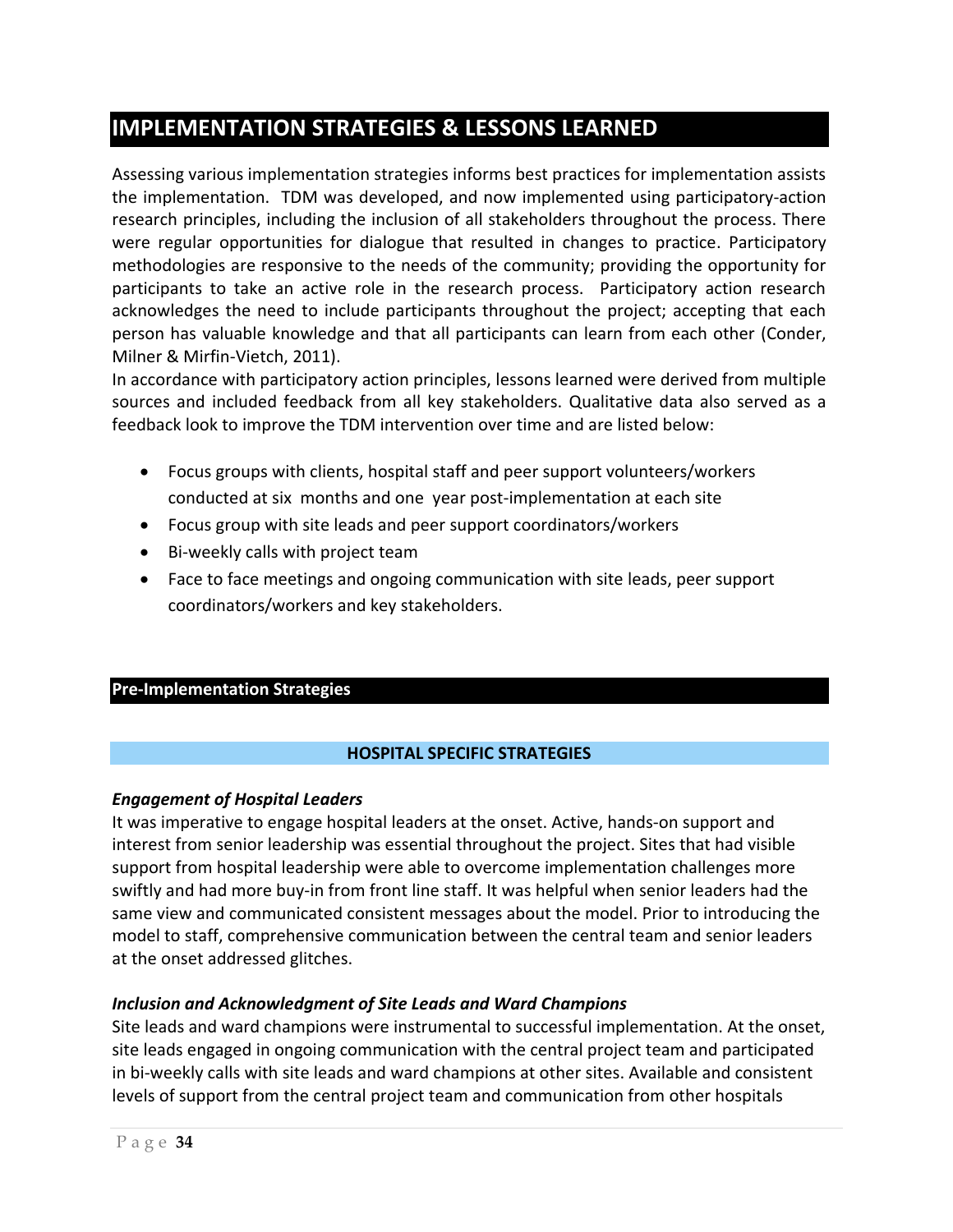# IMPLEMENTATION STRATEGIES & LESSONS LEARNED

Assessing various implementation strategies informs best practices for implementation assists the implementation. TDM was developed, and now implemented using participatory-action research principles, including the inclusion of all stakeholders throughout the process. There were regular opportunities for dialogue that resulted in changes to practice. Participatory methodologies are responsive to the needs of the community; providing the opportunity for participants to take an active role in the research process. Participatory action research acknowledges the need to include participants throughout the project; accepting that each person has valuable knowledge and that all participants can learn from each other (Conder, Milner & Mirfin-Vietch, 2011).

In accordance with participatory action principles, lessons learned were derived from multiple sources and included feedback from all key stakeholders. Qualitative data also served as a feedback look to improve the TDM intervention over time and are listed below:

- Focus groups with clients, hospital staff and peer support volunteers/workers conducted at six months and one year post-implementation at each site
- Focus group with site leads and peer support coordinators/workers
- Bi-weekly calls with project team
- Face to face meetings and ongoing communication with site leads, peer support coordinators/workers and key stakeholders.

## Pre-Implementation Strategies

### HOSPITAL SPECIFIC STRATEGIES

***Engagement of Hospital Leaders***

It was imperative to engage hospital leaders at the onset. Active, hands-on support and interest from senior leadership was essential throughout the project. Sites that had visible support from hospital leadership were able to overcome implementation challenges more swiftly and had more buy-in from front line staff. It was helpful when senior leaders had the same view and communicated consistent messages about the model. Prior to introducing the model to staff, comprehensive communication between the central team and senior leaders at the onset addressed glitches.

***Inclusion and Acknowledgment of Site Leads and Ward Champions***

Site leads and ward champions were instrumental to successful implementation. At the onset, site leads engaged in ongoing communication with the central project team and participated in bi-weekly calls with site leads and ward champions at other sites. Available and consistent levels of support from the central project team and communication from other hospitals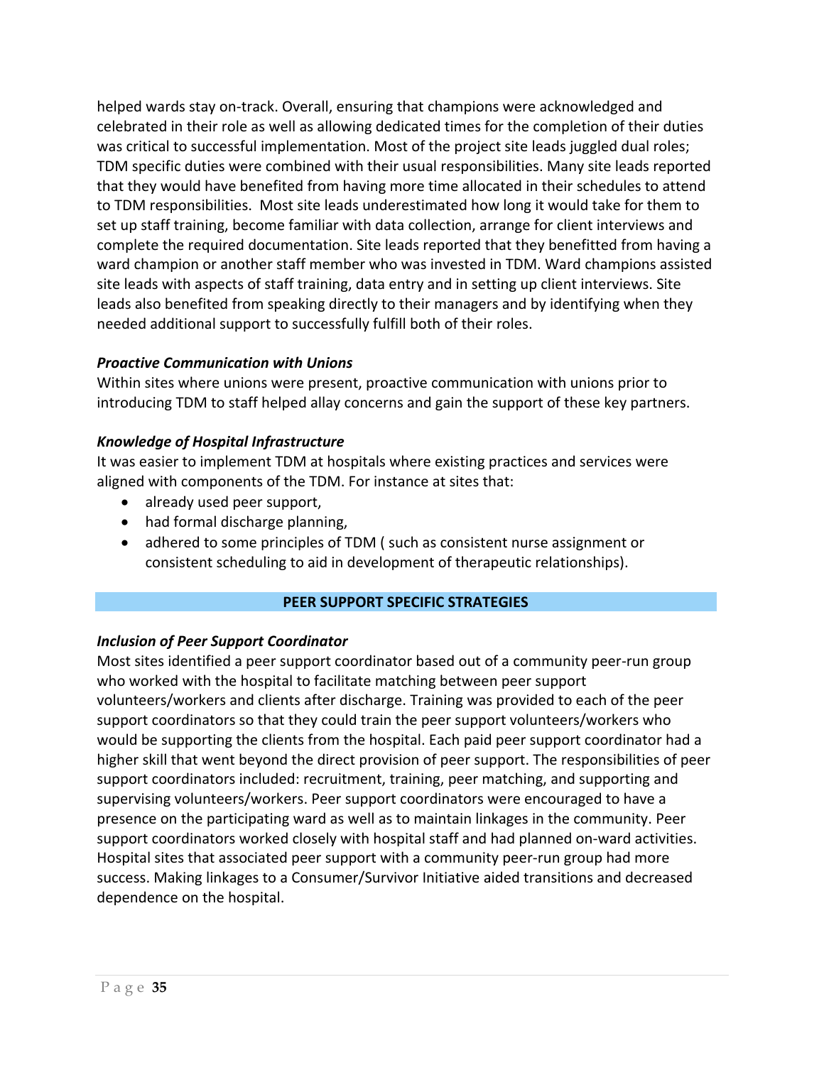helped wards stay on-track. Overall, ensuring that champions were acknowledged and celebrated in their role as well as allowing dedicated times for the completion of their duties was critical to successful implementation. Most of the project site leads juggled dual roles; TDM specific duties were combined with their usual responsibilities. Many site leads reported that they would have benefited from having more time allocated in their schedules to attend to TDM responsibilities. Most site leads underestimated how long it would take for them to set up staff training, become familiar with data collection, arrange for client interviews and complete the required documentation. Site leads reported that they benefitted from having a ward champion or another staff member who was invested in TDM. Ward champions assisted site leads with aspects of staff training, data entry and in setting up client interviews. Site leads also benefited from speaking directly to their managers and by identifying when they needed additional support to successfully fulfill both of their roles.

***Proactive Communication with Unions***

Within sites where unions were present, proactive communication with unions prior to introducing TDM to staff helped allay concerns and gain the support of these key partners.

***Knowledge of Hospital Infrastructure***

It was easier to implement TDM at hospitals where existing practices and services were aligned with components of the TDM. For instance at sites that:

- already used peer support,
- had formal discharge planning,
- adhered to some principles of TDM ( such as consistent nurse assignment or consistent scheduling to aid in development of therapeutic relationships).

## PEER SUPPORT SPECIFIC STRATEGIES

***Inclusion of Peer Support Coordinator***

Most sites identified a peer support coordinator based out of a community peer-run group who worked with the hospital to facilitate matching between peer support volunteers/workers and clients after discharge. Training was provided to each of the peer support coordinators so that they could train the peer support volunteers/workers who would be supporting the clients from the hospital. Each paid peer support coordinator had a higher skill that went beyond the direct provision of peer support. The responsibilities of peer support coordinators included: recruitment, training, peer matching, and supporting and supervising volunteers/workers. Peer support coordinators were encouraged to have a presence on the participating ward as well as to maintain linkages in the community. Peer support coordinators worked closely with hospital staff and had planned on-ward activities. Hospital sites that associated peer support with a community peer-run group had more success. Making linkages to a Consumer/Survivor Initiative aided transitions and decreased dependence on the hospital.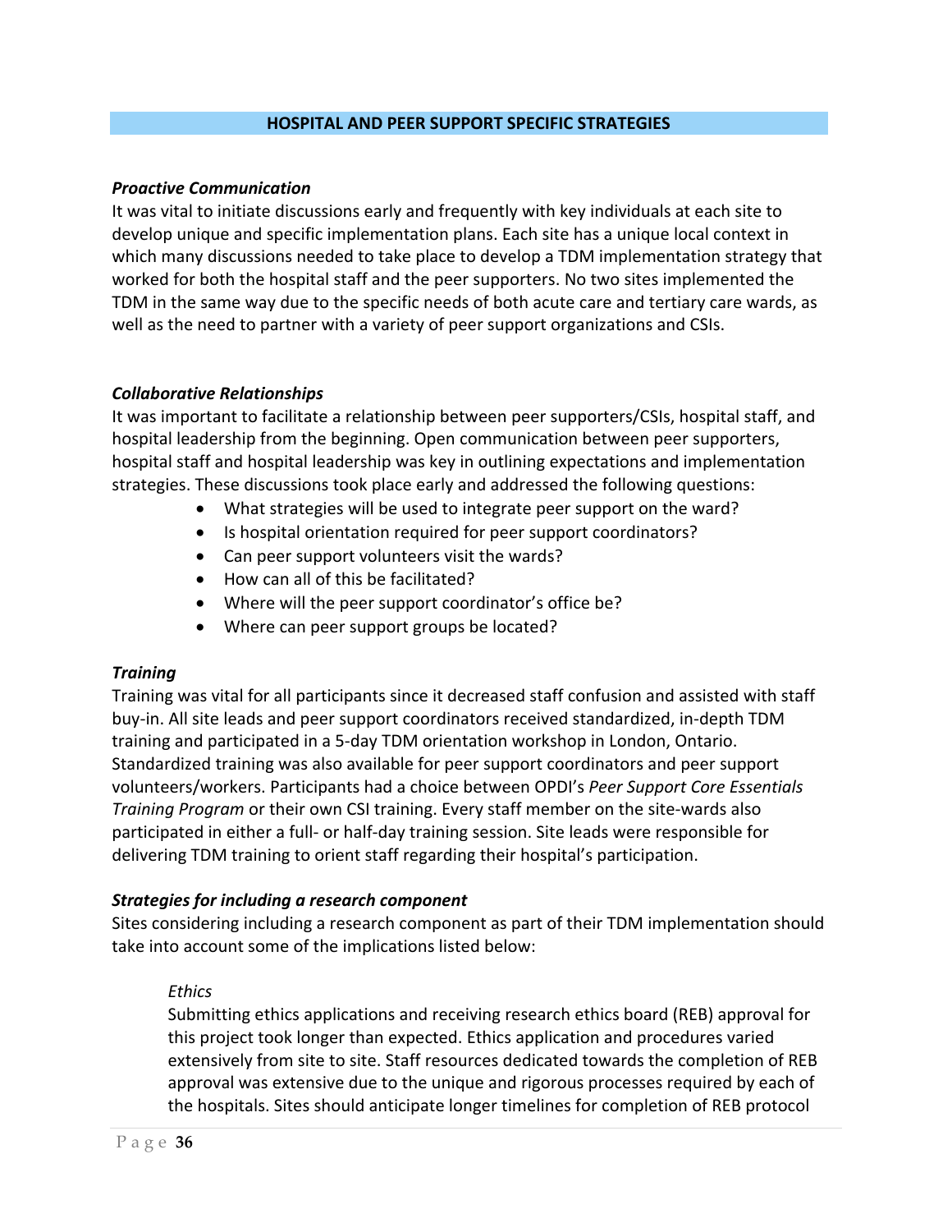## HOSPITAL AND PEER SUPPORT SPECIFIC STRATEGIES

***Proactive Communication***

It was vital to initiate discussions early and frequently with key individuals at each site to develop unique and specific implementation plans. Each site has a unique local context in which many discussions needed to take place to develop a TDM implementation strategy that worked for both the hospital staff and the peer supporters. No two sites implemented the TDM in the same way due to the specific needs of both acute care and tertiary care wards, as well as the need to partner with a variety of peer support organizations and CSIs.

***Collaborative Relationships***

It was important to facilitate a relationship between peer supporters/CSIs, hospital staff, and hospital leadership from the beginning. Open communication between peer supporters, hospital staff and hospital leadership was key in outlining expectations and implementation strategies. These discussions took place early and addressed the following questions:

- What strategies will be used to integrate peer support on the ward?
- Is hospital orientation required for peer support coordinators?
- Can peer support volunteers visit the wards?
- How can all of this be facilitated?
- Where will the peer support coordinator's office be?
- Where can peer support groups be located?

***Training***

Training was vital for all participants since it decreased staff confusion and assisted with staff buy-in. All site leads and peer support coordinators received standardized, in-depth TDM training and participated in a 5-day TDM orientation workshop in London, Ontario. Standardized training was also available for peer support coordinators and peer support volunteers/workers. Participants had a choice between OPDI's *Peer Support Core Essentials Training Program* or their own CSI training. Every staff member on the site-wards also participated in either a full- or half-day training session. Site leads were responsible for delivering TDM training to orient staff regarding their hospital's participation.

***Strategies for including a research component***

Sites considering including a research component as part of their TDM implementation should take into account some of the implications listed below:

*Ethics*

Submitting ethics applications and receiving research ethics board (REB) approval for this project took longer than expected. Ethics application and procedures varied extensively from site to site. Staff resources dedicated towards the completion of REB approval was extensive due to the unique and rigorous processes required by each of the hospitals. Sites should anticipate longer timelines for completion of REB protocol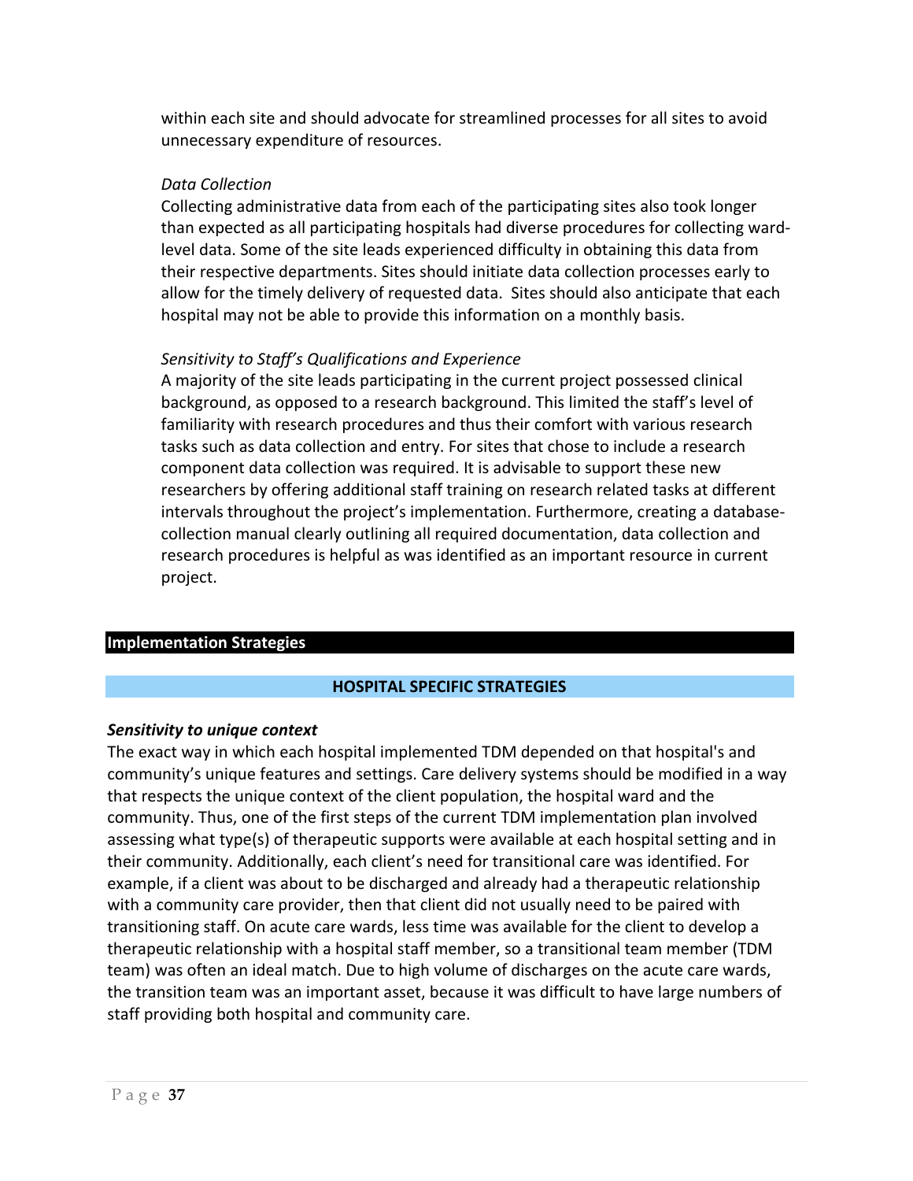within each site and should advocate for streamlined processes for all sites to avoid unnecessary expenditure of resources.

*Data Collection*

Collecting administrative data from each of the participating sites also took longer than expected as all participating hospitals had diverse procedures for collecting ward-level data. Some of the site leads experienced difficulty in obtaining this data from their respective departments. Sites should initiate data collection processes early to allow for the timely delivery of requested data. Sites should also anticipate that each hospital may not be able to provide this information on a monthly basis.

*Sensitivity to Staff's Qualifications and Experience*

A majority of the site leads participating in the current project possessed clinical background, as opposed to a research background. This limited the staff's level of familiarity with research procedures and thus their comfort with various research tasks such as data collection and entry. For sites that chose to include a research component data collection was required. It is advisable to support these new researchers by offering additional staff training on research related tasks at different intervals throughout the project's implementation. Furthermore, creating a database-collection manual clearly outlining all required documentation, data collection and research procedures is helpful as was identified as an important resource in current project.

## Implementation Strategies

### HOSPITAL SPECIFIC STRATEGIES

***Sensitivity to unique context***

The exact way in which each hospital implemented TDM depended on that hospital's and community's unique features and settings. Care delivery systems should be modified in a way that respects the unique context of the client population, the hospital ward and the community. Thus, one of the first steps of the current TDM implementation plan involved assessing what type(s) of therapeutic supports were available at each hospital setting and in their community. Additionally, each client's need for transitional care was identified. For example, if a client was about to be discharged and already had a therapeutic relationship with a community care provider, then that client did not usually need to be paired with transitioning staff. On acute care wards, less time was available for the client to develop a therapeutic relationship with a hospital staff member, so a transitional team member (TDM team) was often an ideal match. Due to high volume of discharges on the acute care wards, the transition team was an important asset, because it was difficult to have large numbers of staff providing both hospital and community care.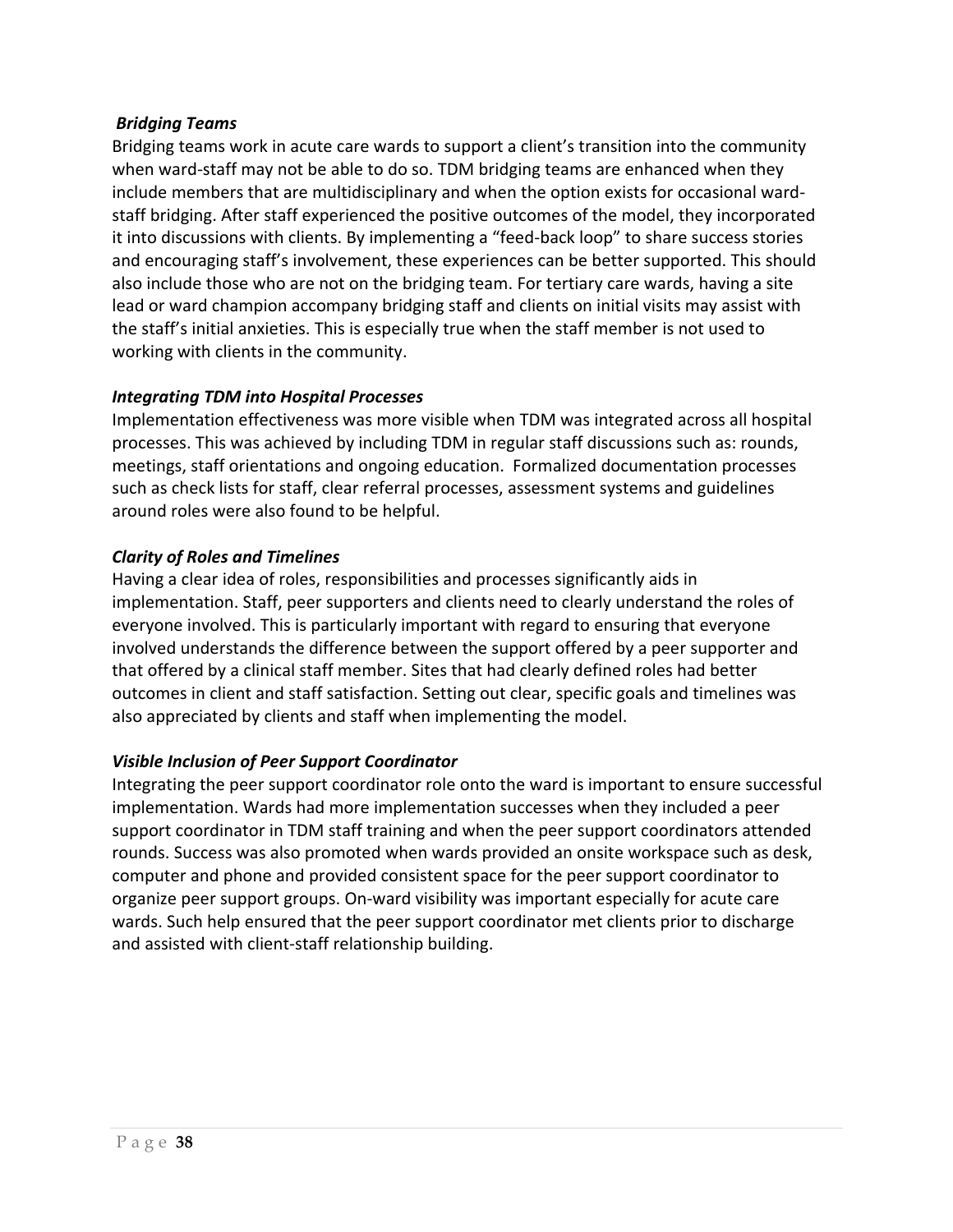### *Bridging Teams*

Bridging teams work in acute care wards to support a client's transition into the community when ward-staff may not be able to do so. TDM bridging teams are enhanced when they include members that are multidisciplinary and when the option exists for occasional ward-staff bridging. After staff experienced the positive outcomes of the model, they incorporated it into discussions with clients. By implementing a "feed-back loop" to share success stories and encouraging staff's involvement, these experiences can be better supported. This should also include those who are not on the bridging team. For tertiary care wards, having a site lead or ward champion accompany bridging staff and clients on initial visits may assist with the staff's initial anxieties. This is especially true when the staff member is not used to working with clients in the community.

### *Integrating TDM into Hospital Processes*

Implementation effectiveness was more visible when TDM was integrated across all hospital processes. This was achieved by including TDM in regular staff discussions such as: rounds, meetings, staff orientations and ongoing education. Formalized documentation processes such as check lists for staff, clear referral processes, assessment systems and guidelines around roles were also found to be helpful.

### *Clarity of Roles and Timelines*

Having a clear idea of roles, responsibilities and processes significantly aids in implementation. Staff, peer supporters and clients need to clearly understand the roles of everyone involved. This is particularly important with regard to ensuring that everyone involved understands the difference between the support offered by a peer supporter and that offered by a clinical staff member. Sites that had clearly defined roles had better outcomes in client and staff satisfaction. Setting out clear, specific goals and timelines was also appreciated by clients and staff when implementing the model.

### *Visible Inclusion of Peer Support Coordinator*

Integrating the peer support coordinator role onto the ward is important to ensure successful implementation. Wards had more implementation successes when they included a peer support coordinator in TDM staff training and when the peer support coordinators attended rounds. Success was also promoted when wards provided an onsite workspace such as desk, computer and phone and provided consistent space for the peer support coordinator to organize peer support groups. On-ward visibility was important especially for acute care wards. Such help ensured that the peer support coordinator met clients prior to discharge and assisted with client-staff relationship building.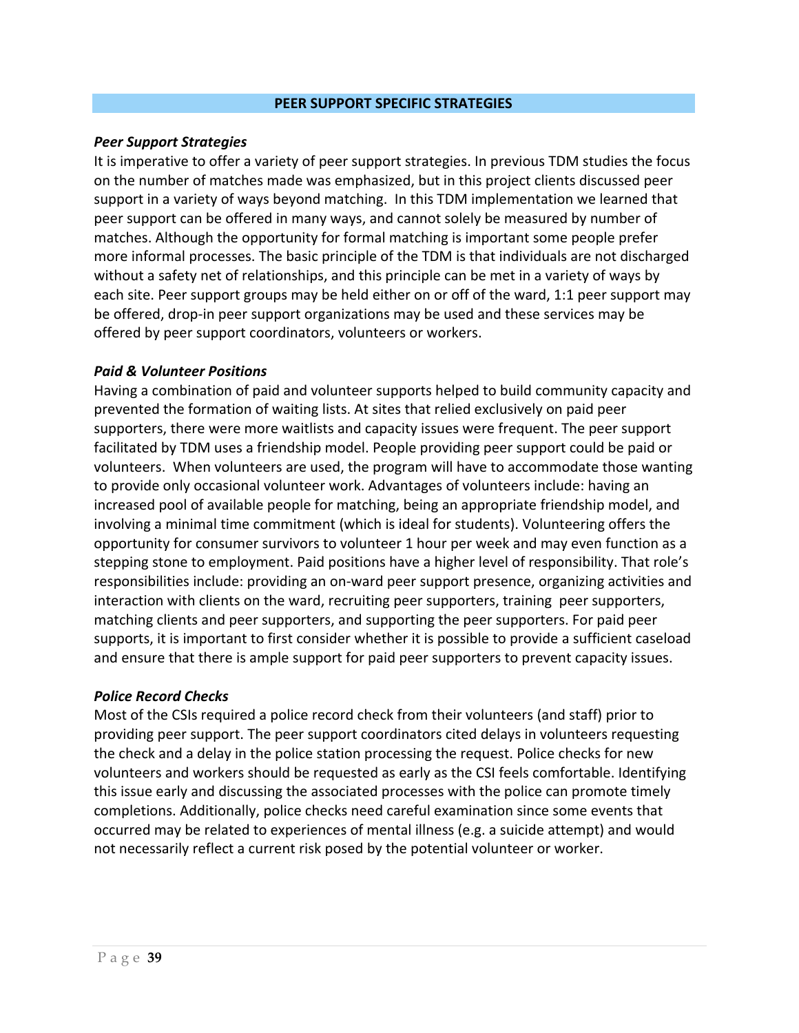## PEER SUPPORT SPECIFIC STRATEGIES

### *Peer Support Strategies*

It is imperative to offer a variety of peer support strategies. In previous TDM studies the focus on the number of matches made was emphasized, but in this project clients discussed peer support in a variety of ways beyond matching. In this TDM implementation we learned that peer support can be offered in many ways, and cannot solely be measured by number of matches. Although the opportunity for formal matching is important some people prefer more informal processes. The basic principle of the TDM is that individuals are not discharged without a safety net of relationships, and this principle can be met in a variety of ways by each site. Peer support groups may be held either on or off of the ward, 1:1 peer support may be offered, drop-in peer support organizations may be used and these services may be offered by peer support coordinators, volunteers or workers.

### *Paid & Volunteer Positions*

Having a combination of paid and volunteer supports helped to build community capacity and prevented the formation of waiting lists. At sites that relied exclusively on paid peer supporters, there were more waitlists and capacity issues were frequent. The peer support facilitated by TDM uses a friendship model. People providing peer support could be paid or volunteers. When volunteers are used, the program will have to accommodate those wanting to provide only occasional volunteer work. Advantages of volunteers include: having an increased pool of available people for matching, being an appropriate friendship model, and involving a minimal time commitment (which is ideal for students). Volunteering offers the opportunity for consumer survivors to volunteer 1 hour per week and may even function as a stepping stone to employment. Paid positions have a higher level of responsibility. That role's responsibilities include: providing an on-ward peer support presence, organizing activities and interaction with clients on the ward, recruiting peer supporters, training peer supporters, matching clients and peer supporters, and supporting the peer supporters. For paid peer supports, it is important to first consider whether it is possible to provide a sufficient caseload and ensure that there is ample support for paid peer supporters to prevent capacity issues.

### *Police Record Checks*

Most of the CSIs required a police record check from their volunteers (and staff) prior to providing peer support. The peer support coordinators cited delays in volunteers requesting the check and a delay in the police station processing the request. Police checks for new volunteers and workers should be requested as early as the CSI feels comfortable. Identifying this issue early and discussing the associated processes with the police can promote timely completions. Additionally, police checks need careful examination since some events that occurred may be related to experiences of mental illness (e.g. a suicide attempt) and would not necessarily reflect a current risk posed by the potential volunteer or worker.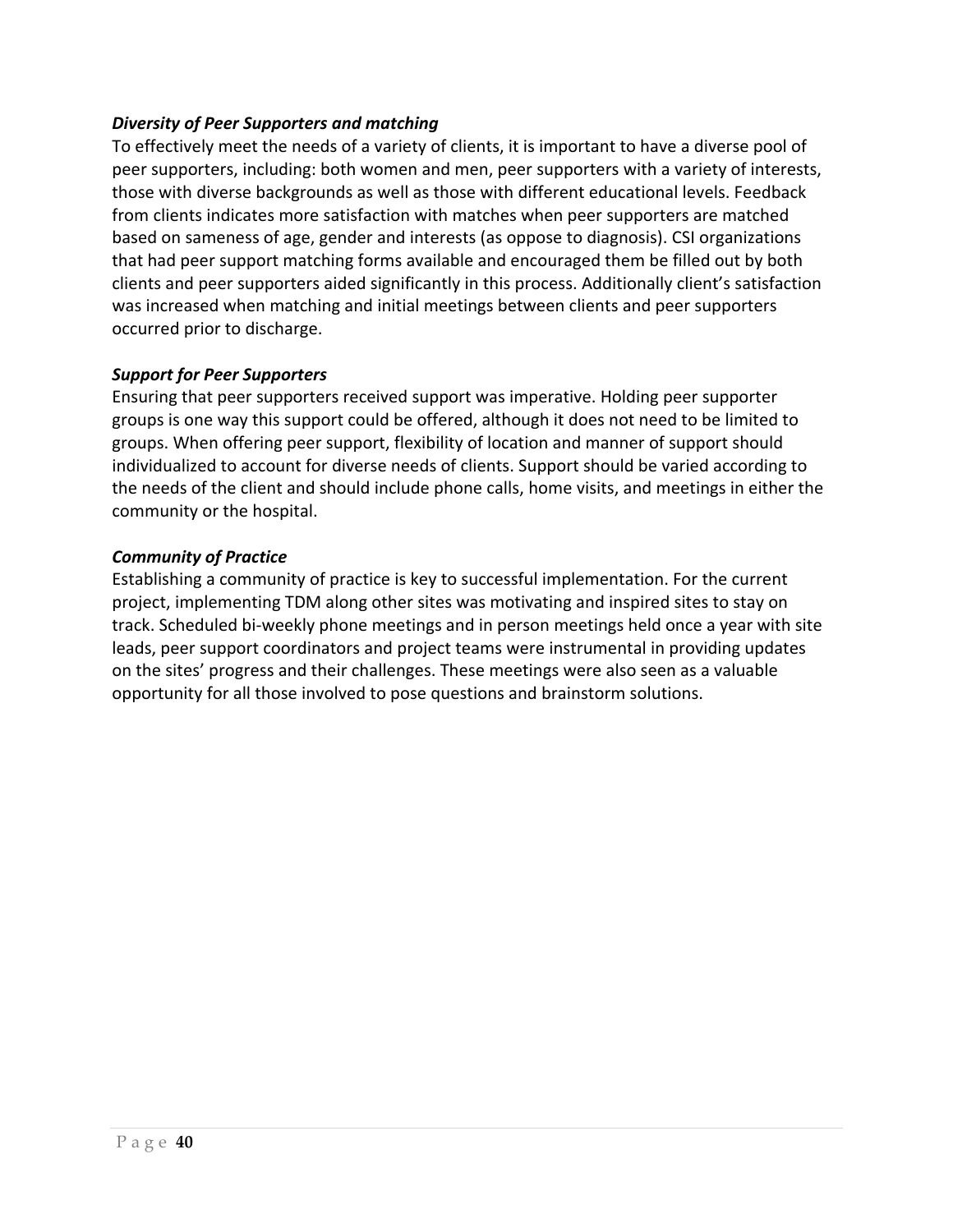***Diversity of Peer Supporters and matching***

To effectively meet the needs of a variety of clients, it is important to have a diverse pool of peer supporters, including: both women and men, peer supporters with a variety of interests, those with diverse backgrounds as well as those with different educational levels. Feedback from clients indicates more satisfaction with matches when peer supporters are matched based on sameness of age, gender and interests (as oppose to diagnosis). CSI organizations that had peer support matching forms available and encouraged them be filled out by both clients and peer supporters aided significantly in this process. Additionally client's satisfaction was increased when matching and initial meetings between clients and peer supporters occurred prior to discharge.

***Support for Peer Supporters***

Ensuring that peer supporters received support was imperative. Holding peer supporter groups is one way this support could be offered, although it does not need to be limited to groups. When offering peer support, flexibility of location and manner of support should individualized to account for diverse needs of clients. Support should be varied according to the needs of the client and should include phone calls, home visits, and meetings in either the community or the hospital.

***Community of Practice***

Establishing a community of practice is key to successful implementation. For the current project, implementing TDM along other sites was motivating and inspired sites to stay on track. Scheduled bi-weekly phone meetings and in person meetings held once a year with site leads, peer support coordinators and project teams were instrumental in providing updates on the sites' progress and their challenges. These meetings were also seen as a valuable opportunity for all those involved to pose questions and brainstorm solutions.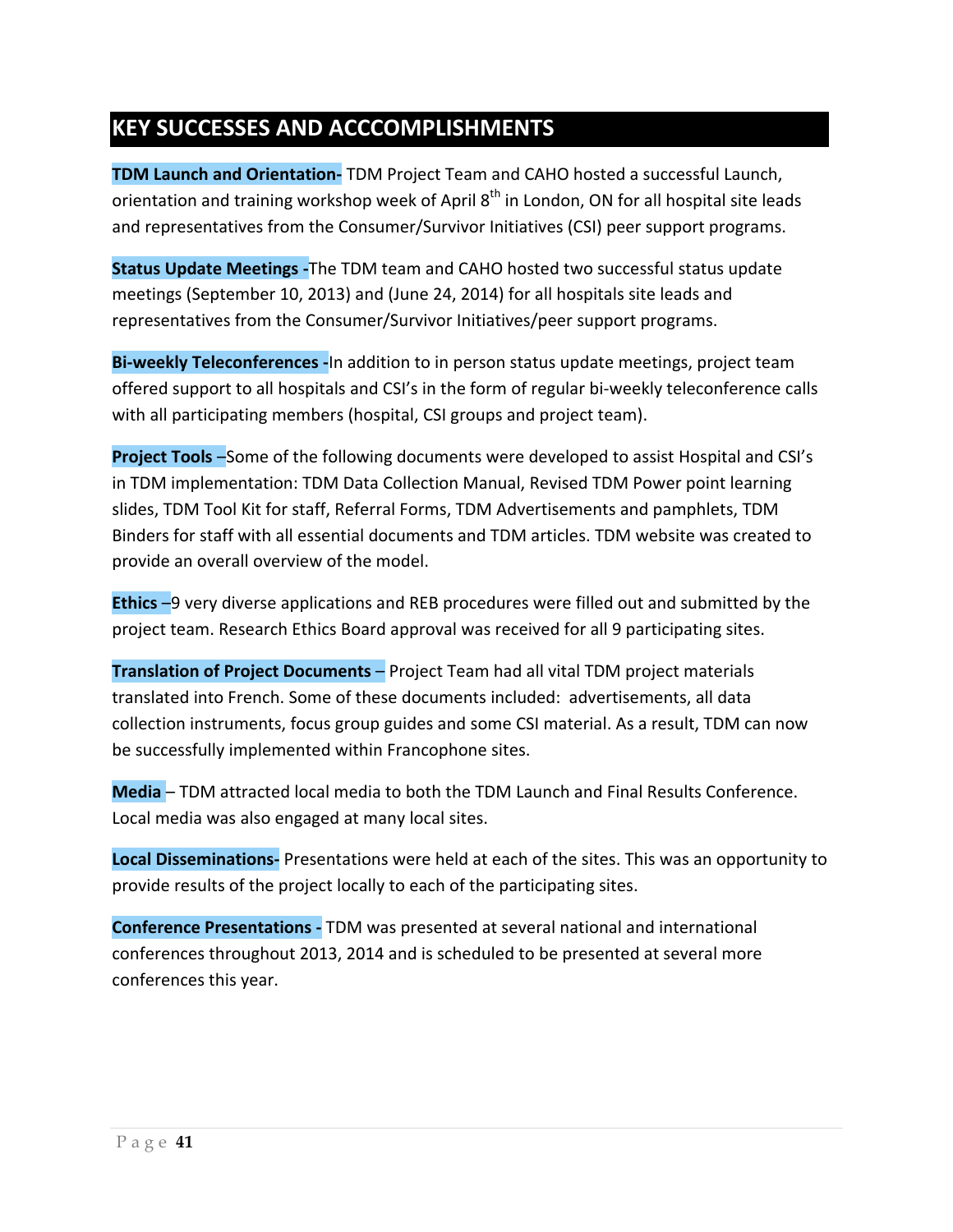## KEY SUCCESSES AND ACCCOMPLISHMENTS

**TDM Launch and Orientation-** TDM Project Team and CAHO hosted a successful Launch, orientation and training workshop week of April 8th in London, ON for all hospital site leads and representatives from the Consumer/Survivor Initiatives (CSI) peer support programs.

**Status Update Meetings -**The TDM team and CAHO hosted two successful status update meetings (September 10, 2013) and (June 24, 2014) for all hospitals site leads and representatives from the Consumer/Survivor Initiatives/peer support programs.

**Bi-weekly Teleconferences -**In addition to in person status update meetings, project team offered support to all hospitals and CSI's in the form of regular bi-weekly teleconference calls with all participating members (hospital, CSI groups and project team).

**Project Tools** –Some of the following documents were developed to assist Hospital and CSI's in TDM implementation: TDM Data Collection Manual, Revised TDM Power point learning slides, TDM Tool Kit for staff, Referral Forms, TDM Advertisements and pamphlets, TDM Binders for staff with all essential documents and TDM articles. TDM website was created to provide an overall overview of the model.

**Ethics** –9 very diverse applications and REB procedures were filled out and submitted by the project team. Research Ethics Board approval was received for all 9 participating sites.

**Translation of Project Documents** – Project Team had all vital TDM project materials translated into French. Some of these documents included: advertisements, all data collection instruments, focus group guides and some CSI material. As a result, TDM can now be successfully implemented within Francophone sites.

**Media** – TDM attracted local media to both the TDM Launch and Final Results Conference. Local media was also engaged at many local sites.

**Local Disseminations-** Presentations were held at each of the sites. This was an opportunity to provide results of the project locally to each of the participating sites.

**Conference Presentations -** TDM was presented at several national and international conferences throughout 2013, 2014 and is scheduled to be presented at several more conferences this year.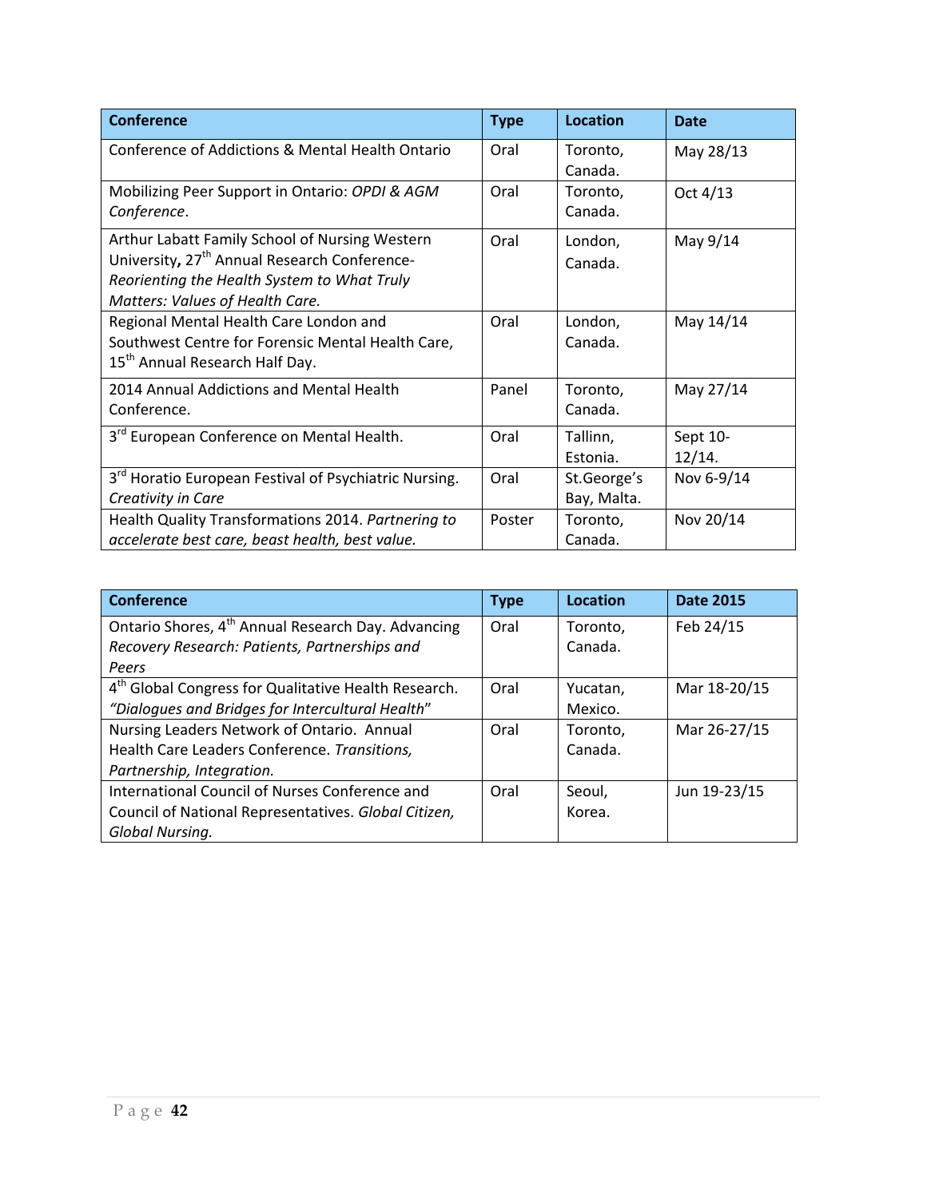| Conference | Type | Location | Date |
| --- | --- | --- | --- |
| Conference of Addictions & Mental Health Ontario | Oral | Toronto, Canada. | May 28/13 |
| Mobilizing Peer Support in Ontario: *OPDI & AGM Conference*. | Oral | Toronto, Canada. | Oct 4/13 |
| Arthur Labatt Family School of Nursing Western University, 27th Annual Research Conference- *Reorienting the Health System to What Truly Matters: Values of Health Care.* | Oral | London, Canada. | May 9/14 |
| Regional Mental Health Care London and Southwest Centre for Forensic Mental Health Care, 15th Annual Research Half Day. | Oral | London, Canada. | May 14/14 |
| 2014 Annual Addictions and Mental Health Conference. | Panel | Toronto, Canada. | May 27/14 |
| 3rd European Conference on Mental Health. | Oral | Tallinn, Estonia. | Sept 10-12/14. |
| 3rd Horatio European Festival of Psychiatric Nursing. *Creativity in Care* | Oral | St.George's Bay, Malta. | Nov 6-9/14 |
| Health Quality Transformations 2014. *Partnering to accelerate best care, beast health, best value.* | Poster | Toronto, Canada. | Nov 20/14 |

| Conference | Type | Location | Date 2015 |
| --- | --- | --- | --- |
| Ontario Shores, 4th Annual Research Day. Advancing *Recovery Research: Patients, Partnerships and Peers* | Oral | Toronto, Canada. | Feb 24/15 |
| 4th Global Congress for Qualitative Health Research. *"Dialogues and Bridges for Intercultural Health"* | Oral | Yucatan, Mexico. | Mar 18-20/15 |
| Nursing Leaders Network of Ontario. Annual Health Care Leaders Conference. *Transitions, Partnership, Integration.* | Oral | Toronto, Canada. | Mar 26-27/15 |
| International Council of Nurses Conference and Council of National Representatives. *Global Citizen, Global Nursing.* | Oral | Seoul, Korea. | Jun 19-23/15 |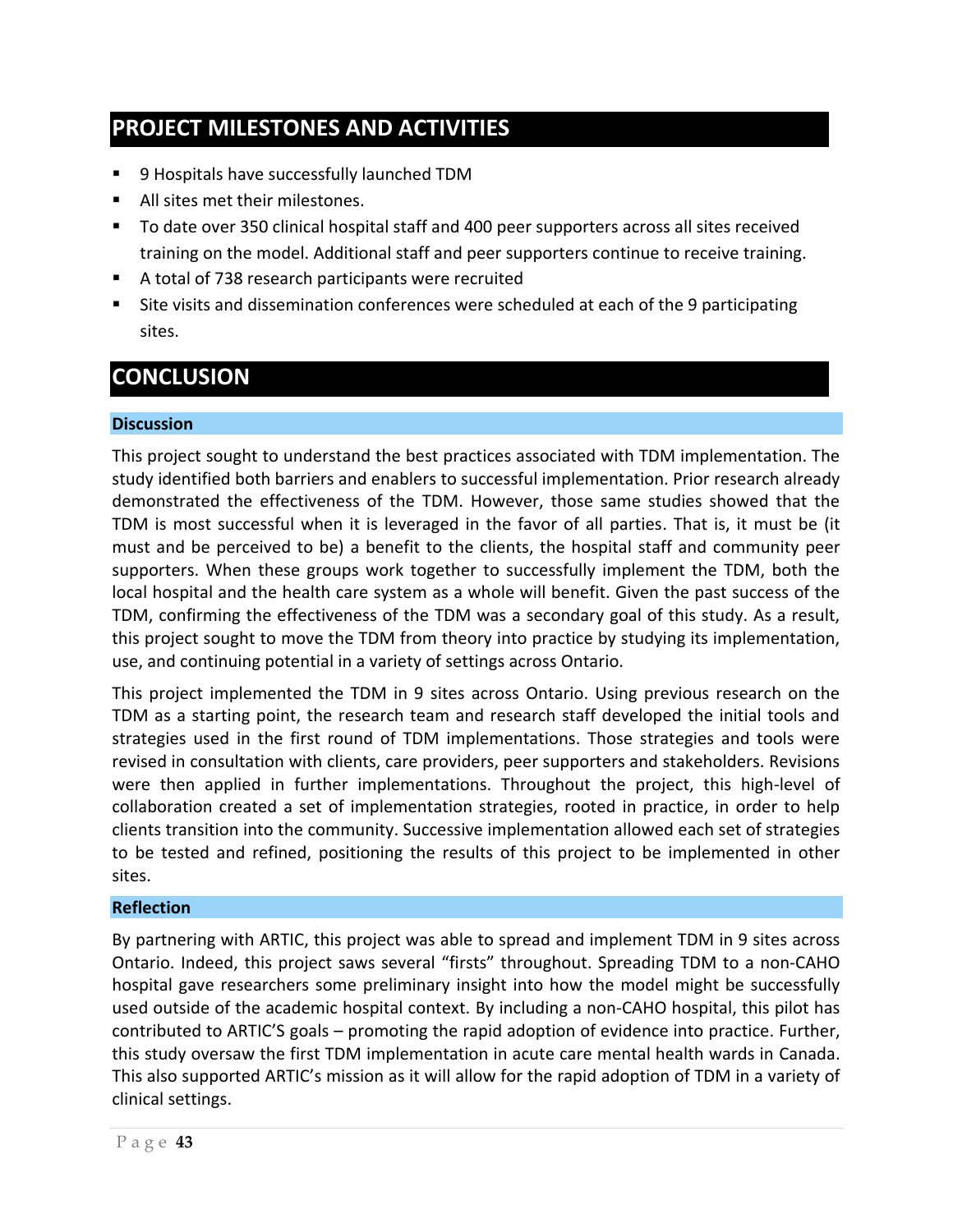## PROJECT MILESTONES AND ACTIVITIES

- 9 Hospitals have successfully launched TDM
- All sites met their milestones.
- To date over 350 clinical hospital staff and 400 peer supporters across all sites received training on the model. Additional staff and peer supporters continue to receive training.
- A total of 738 research participants were recruited
- Site visits and dissemination conferences were scheduled at each of the 9 participating sites.

## CONCLUSION

### Discussion

This project sought to understand the best practices associated with TDM implementation. The study identified both barriers and enablers to successful implementation. Prior research already demonstrated the effectiveness of the TDM. However, those same studies showed that the TDM is most successful when it is leveraged in the favor of all parties. That is, it must be (it must and be perceived to be) a benefit to the clients, the hospital staff and community peer supporters. When these groups work together to successfully implement the TDM, both the local hospital and the health care system as a whole will benefit. Given the past success of the TDM, confirming the effectiveness of the TDM was a secondary goal of this study. As a result, this project sought to move the TDM from theory into practice by studying its implementation, use, and continuing potential in a variety of settings across Ontario.

This project implemented the TDM in 9 sites across Ontario. Using previous research on the TDM as a starting point, the research team and research staff developed the initial tools and strategies used in the first round of TDM implementations. Those strategies and tools were revised in consultation with clients, care providers, peer supporters and stakeholders. Revisions were then applied in further implementations. Throughout the project, this high-level of collaboration created a set of implementation strategies, rooted in practice, in order to help clients transition into the community. Successive implementation allowed each set of strategies to be tested and refined, positioning the results of this project to be implemented in other sites.

### Reflection

By partnering with ARTIC, this project was able to spread and implement TDM in 9 sites across Ontario. Indeed, this project saws several "firsts" throughout. Spreading TDM to a non-CAHO hospital gave researchers some preliminary insight into how the model might be successfully used outside of the academic hospital context. By including a non-CAHO hospital, this pilot has contributed to ARTIC'S goals – promoting the rapid adoption of evidence into practice. Further, this study oversaw the first TDM implementation in acute care mental health wards in Canada. This also supported ARTIC's mission as it will allow for the rapid adoption of TDM in a variety of clinical settings.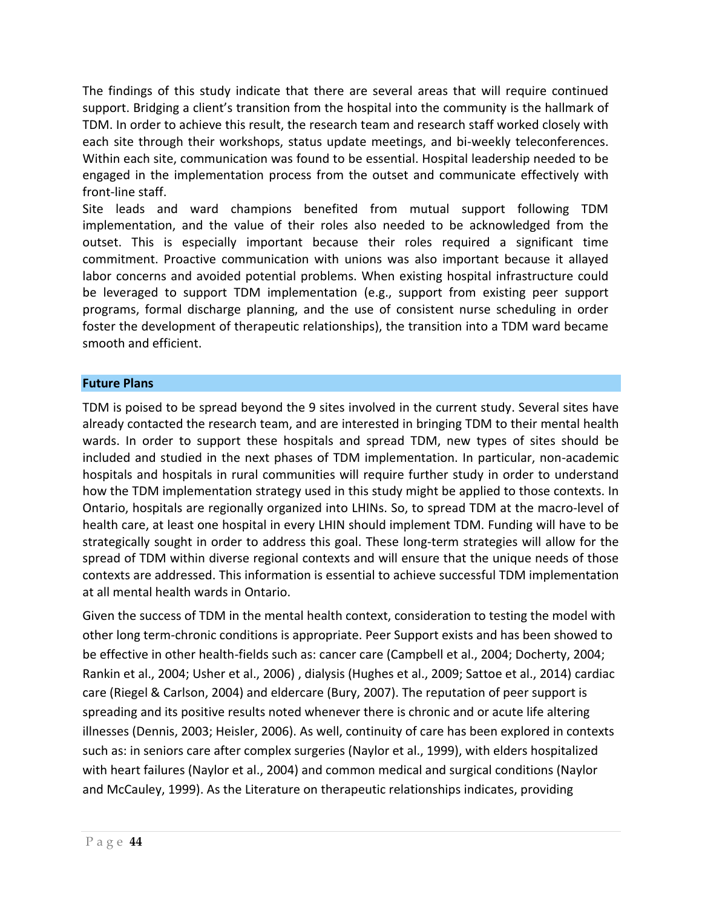The findings of this study indicate that there are several areas that will require continued support. Bridging a client's transition from the hospital into the community is the hallmark of TDM. In order to achieve this result, the research team and research staff worked closely with each site through their workshops, status update meetings, and bi-weekly teleconferences. Within each site, communication was found to be essential. Hospital leadership needed to be engaged in the implementation process from the outset and communicate effectively with front-line staff.

Site leads and ward champions benefited from mutual support following TDM implementation, and the value of their roles also needed to be acknowledged from the outset. This is especially important because their roles required a significant time commitment. Proactive communication with unions was also important because it allayed labor concerns and avoided potential problems. When existing hospital infrastructure could be leveraged to support TDM implementation (e.g., support from existing peer support programs, formal discharge planning, and the use of consistent nurse scheduling in order foster the development of therapeutic relationships), the transition into a TDM ward became smooth and efficient.

## Future Plans

TDM is poised to be spread beyond the 9 sites involved in the current study. Several sites have already contacted the research team, and are interested in bringing TDM to their mental health wards. In order to support these hospitals and spread TDM, new types of sites should be included and studied in the next phases of TDM implementation. In particular, non-academic hospitals and hospitals in rural communities will require further study in order to understand how the TDM implementation strategy used in this study might be applied to those contexts. In Ontario, hospitals are regionally organized into LHINs. So, to spread TDM at the macro-level of health care, at least one hospital in every LHIN should implement TDM. Funding will have to be strategically sought in order to address this goal. These long-term strategies will allow for the spread of TDM within diverse regional contexts and will ensure that the unique needs of those contexts are addressed. This information is essential to achieve successful TDM implementation at all mental health wards in Ontario.

Given the success of TDM in the mental health context, consideration to testing the model with other long term-chronic conditions is appropriate. Peer Support exists and has been showed to be effective in other health-fields such as: cancer care (Campbell et al., 2004; Docherty, 2004; Rankin et al., 2004; Usher et al., 2006) , dialysis (Hughes et al., 2009; Sattoe et al., 2014) cardiac care (Riegel & Carlson, 2004) and eldercare (Bury, 2007). The reputation of peer support is spreading and its positive results noted whenever there is chronic and or acute life altering illnesses (Dennis, 2003; Heisler, 2006). As well, continuity of care has been explored in contexts such as: in seniors care after complex surgeries (Naylor et al., 1999), with elders hospitalized with heart failures (Naylor et al., 2004) and common medical and surgical conditions (Naylor and McCauley, 1999). As the Literature on therapeutic relationships indicates, providing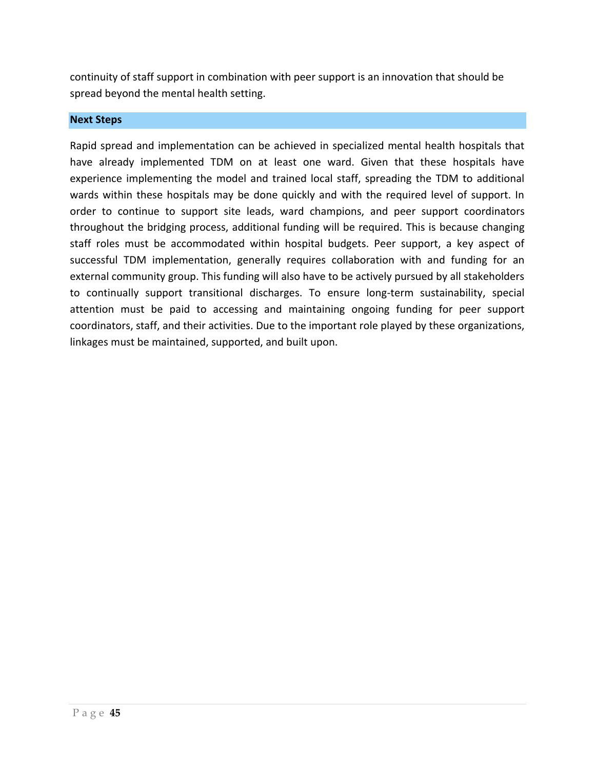continuity of staff support in combination with peer support is an innovation that should be spread beyond the mental health setting.

## Next Steps

Rapid spread and implementation can be achieved in specialized mental health hospitals that have already implemented TDM on at least one ward. Given that these hospitals have experience implementing the model and trained local staff, spreading the TDM to additional wards within these hospitals may be done quickly and with the required level of support. In order to continue to support site leads, ward champions, and peer support coordinators throughout the bridging process, additional funding will be required. This is because changing staff roles must be accommodated within hospital budgets. Peer support, a key aspect of successful TDM implementation, generally requires collaboration with and funding for an external community group. This funding will also have to be actively pursued by all stakeholders to continually support transitional discharges. To ensure long-term sustainability, special attention must be paid to accessing and maintaining ongoing funding for peer support coordinators, staff, and their activities. Due to the important role played by these organizations, linkages must be maintained, supported, and built upon.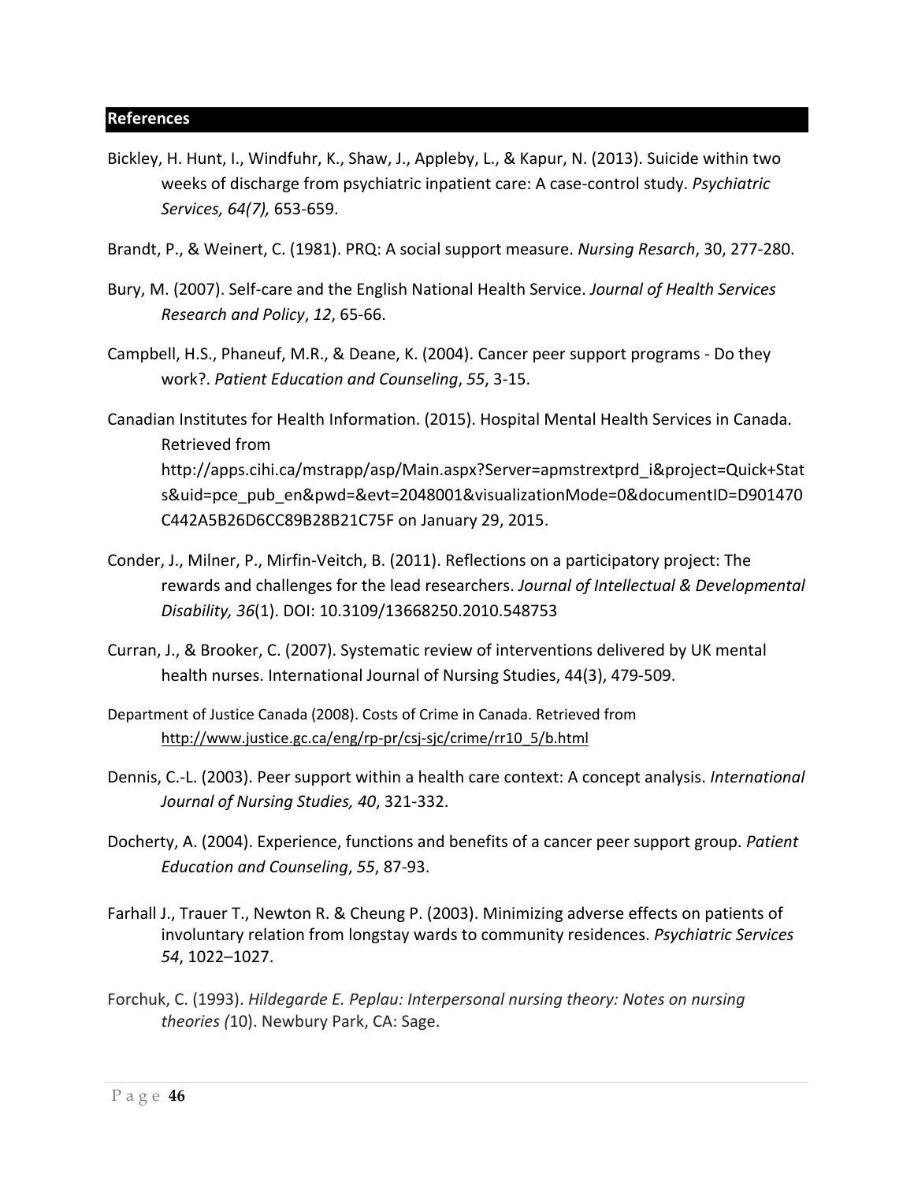## References

Bickley, H. Hunt, I., Windfuhr, K., Shaw, J., Appleby, L., & Kapur, N. (2013). Suicide within two weeks of discharge from psychiatric inpatient care: A case-control study. *Psychiatric Services, 64(7),* 653-659.

Brandt, P., & Weinert, C. (1981). PRQ: A social support measure. *Nursing Resarch*, 30, 277-280.

Bury, M. (2007). Self-care and the English National Health Service. *Journal of Health Services Research and Policy*, *12*, 65-66.

Campbell, H.S., Phaneuf, M.R., & Deane, K. (2004). Cancer peer support programs - Do they work?. *Patient Education and Counseling*, *55*, 3-15.

Canadian Institutes for Health Information. (2015). Hospital Mental Health Services in Canada. Retrieved from http://apps.cihi.ca/mstrapp/asp/Main.aspx?Server=apmstrextprd_i&project=Quick+Stats&uid=pce_pub_en&pwd=&evt=2048001&visualizationMode=0&documentID=D901470C442A5B26D6CC89B28B21C75F on January 29, 2015.

Conder, J., Milner, P., Mirfin-Veitch, B. (2011). Reflections on a participatory project: The rewards and challenges for the lead researchers. *Journal of Intellectual & Developmental Disability, 36*(1). DOI: 10.3109/13668250.2010.548753

Curran, J., & Brooker, C. (2007). Systematic review of interventions delivered by UK mental health nurses. International Journal of Nursing Studies, 44(3), 479-509.

Department of Justice Canada (2008). Costs of Crime in Canada. Retrieved from http://www.justice.gc.ca/eng/rp-pr/csj-sjc/crime/rr10_5/b.html

Dennis, C.-L. (2003). Peer support within a health care context: A concept analysis. *International Journal of Nursing Studies, 40*, 321-332.

Docherty, A. (2004). Experience, functions and benefits of a cancer peer support group. *Patient Education and Counseling*, *55*, 87-93.

Farhall J., Trauer T., Newton R. & Cheung P. (2003). Minimizing adverse effects on patients of involuntary relation from longstay wards to community residences. *Psychiatric Services 54*, 1022–1027.

Forchuk, C. (1993). *Hildegarde E. Peplau: Interpersonal nursing theory: Notes on nursing theories (*10). Newbury Park, CA: Sage.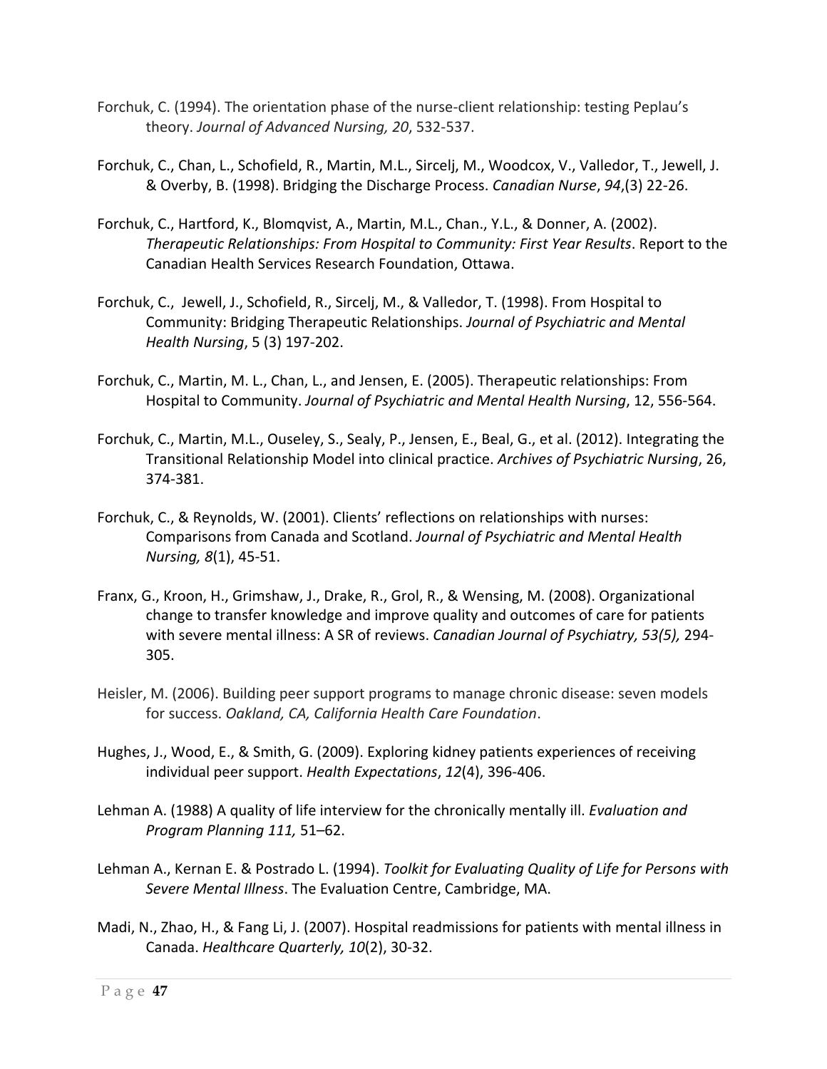Forchuk, C. (1994). The orientation phase of the nurse-client relationship: testing Peplau's theory. *Journal of Advanced Nursing, 20*, 532-537.

Forchuk, C., Chan, L., Schofield, R., Martin, M.L., Sircelj, M., Woodcox, V., Valledor, T., Jewell, J. & Overby, B. (1998). Bridging the Discharge Process. *Canadian Nurse*, *94*,(3) 22-26.

Forchuk, C., Hartford, K., Blomqvist, A., Martin, M.L., Chan., Y.L., & Donner, A. (2002). *Therapeutic Relationships: From Hospital to Community: First Year Results*. Report to the Canadian Health Services Research Foundation, Ottawa.

Forchuk, C., Jewell, J., Schofield, R., Sircelj, M., & Valledor, T. (1998). From Hospital to Community: Bridging Therapeutic Relationships. *Journal of Psychiatric and Mental Health Nursing*, 5 (3) 197-202.

Forchuk, C., Martin, M. L., Chan, L., and Jensen, E. (2005). Therapeutic relationships: From Hospital to Community. *Journal of Psychiatric and Mental Health Nursing*, 12, 556-564.

Forchuk, C., Martin, M.L., Ouseley, S., Sealy, P., Jensen, E., Beal, G., et al. (2012). Integrating the Transitional Relationship Model into clinical practice. *Archives of Psychiatric Nursing*, 26, 374-381.

Forchuk, C., & Reynolds, W. (2001). Clients' reflections on relationships with nurses: Comparisons from Canada and Scotland. *Journal of Psychiatric and Mental Health Nursing, 8*(1), 45-51.

Franx, G., Kroon, H., Grimshaw, J., Drake, R., Grol, R., & Wensing, M. (2008). Organizational change to transfer knowledge and improve quality and outcomes of care for patients with severe mental illness: A SR of reviews. *Canadian Journal of Psychiatry, 53(5),* 294-305.

Heisler, M. (2006). Building peer support programs to manage chronic disease: seven models for success. *Oakland, CA, California Health Care Foundation*.

Hughes, J., Wood, E., & Smith, G. (2009). Exploring kidney patients experiences of receiving individual peer support. *Health Expectations*, *12*(4), 396-406.

Lehman A. (1988) A quality of life interview for the chronically mentally ill. *Evaluation and Program Planning 111,* 51–62.

Lehman A., Kernan E. & Postrado L. (1994). *Toolkit for Evaluating Quality of Life for Persons with Severe Mental Illness*. The Evaluation Centre, Cambridge, MA.

Madi, N., Zhao, H., & Fang Li, J. (2007). Hospital readmissions for patients with mental illness in Canada. *Healthcare Quarterly, 10*(2), 30-32.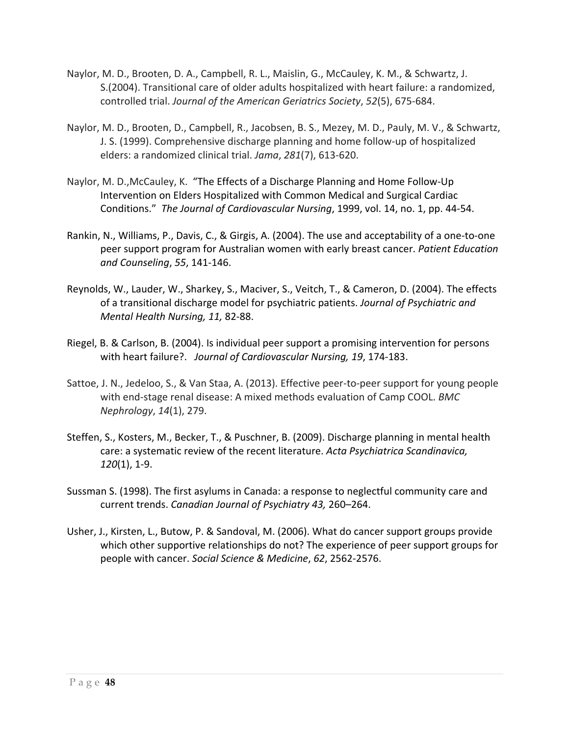Naylor, M. D., Brooten, D. A., Campbell, R. L., Maislin, G., McCauley, K. M., & Schwartz, J. S.(2004). Transitional care of older adults hospitalized with heart failure: a randomized, controlled trial. *Journal of the American Geriatrics Society*, *52*(5), 675-684.

Naylor, M. D., Brooten, D., Campbell, R., Jacobsen, B. S., Mezey, M. D., Pauly, M. V., & Schwartz, J. S. (1999). Comprehensive discharge planning and home follow-up of hospitalized elders: a randomized clinical trial. *Jama*, *281*(7), 613-620.

Naylor, M. D.,McCauley, K. "The Effects of a Discharge Planning and Home Follow-Up Intervention on Elders Hospitalized with Common Medical and Surgical Cardiac Conditions." *The Journal of Cardiovascular Nursing*, 1999, vol. 14, no. 1, pp. 44-54.

Rankin, N., Williams, P., Davis, C., & Girgis, A. (2004). The use and acceptability of a one-to-one peer support program for Australian women with early breast cancer. *Patient Education and Counseling*, *55*, 141-146.

Reynolds, W., Lauder, W., Sharkey, S., Maciver, S., Veitch, T., & Cameron, D. (2004). The effects of a transitional discharge model for psychiatric patients. *Journal of Psychiatric and Mental Health Nursing, 11,* 82-88.

Riegel, B. & Carlson, B. (2004). Is individual peer support a promising intervention for persons with heart failure?. *Journal of Cardiovascular Nursing, 19*, 174-183.

Sattoe, J. N., Jedeloo, S., & Van Staa, A. (2013). Effective peer-to-peer support for young people with end-stage renal disease: A mixed methods evaluation of Camp COOL. *BMC Nephrology*, *14*(1), 279.

Steffen, S., Kosters, M., Becker, T., & Puschner, B. (2009). Discharge planning in mental health care: a systematic review of the recent literature. *Acta Psychiatrica Scandinavica, 120*(1), 1-9.

Sussman S. (1998). The first asylums in Canada: a response to neglectful community care and current trends. *Canadian Journal of Psychiatry 43,* 260–264.

Usher, J., Kirsten, L., Butow, P. & Sandoval, M. (2006). What do cancer support groups provide which other supportive relationships do not? The experience of peer support groups for people with cancer. *Social Science & Medicine*, *62*, 2562-2576.